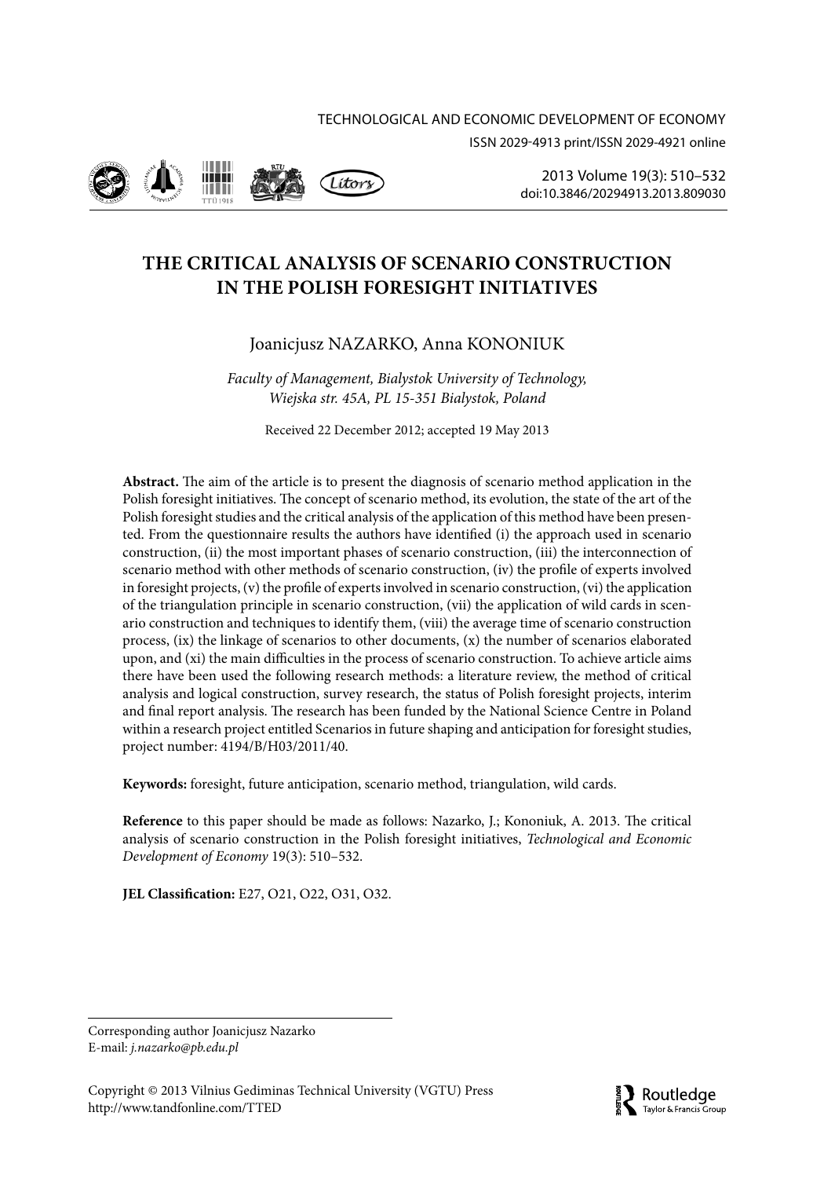# THE CRITICAL ANALYSIS OF SCENARIO CONSTRUCTION IN THE POLISH FORESIGHT INITIATIVES

Joanicjusz NAZARKO, Anna KONONIUK

*Faculty of Management, Bialystok University of Technology, Wiejska str. 45A, PL 15-351 Bialystok, Poland*

Received 22 December 2012; accepted 19 May 2013

**Abstract.** The aim of the article is to present the diagnosis of scenario method application in the Polish foresight initiatives. The concept of scenario method, its evolution, the state of the art of the Polish foresight studies and the critical analysis of the application of this method have been presented. From the questionnaire results the authors have identified (i) the approach used in scenario construction, (ii) the most important phases of scenario construction, (iii) the interconnection of scenario method with other methods of scenario construction, (iv) the profile of experts involved in foresight projects, (v) the profile of experts involved in scenario construction, (vi) the application of the triangulation principle in scenario construction, (vii) the application of wild cards in scenario construction and techniques to identify them, (viii) the average time of scenario construction process, (ix) the linkage of scenarios to other documents, (x) the number of scenarios elaborated upon, and (xi) the main difficulties in the process of scenario construction. To achieve article aims there have been used the following research methods: a literature review, the method of critical analysis and logical construction, survey research, the status of Polish foresight projects, interim and final report analysis. The research has been funded by the National Science Centre in Poland within a research project entitled Scenarios in future shaping and anticipation for foresight studies, project number: 4194/B/H03/2011/40.

**Keywords:** foresight, future anticipation, scenario method, triangulation, wild cards.

**Reference** to this paper should be made as follows: Nazarko, J.; Kononiuk, A. 2013. The critical analysis of scenario construction in the Polish foresight initiatives, *Technological and Economic Development of Economy* 19(3): 510–532.

**JEL Classification:** E27, O21, O22, O31, O32.

---

Corresponding author Joanicjusz Nazarko
E-mail: *j.nazarko@pb.edu.pl*

Copyright © 2013 Vilnius Gediminas Technical University (VGTU) Press
http://www.tandfonline.com/TTED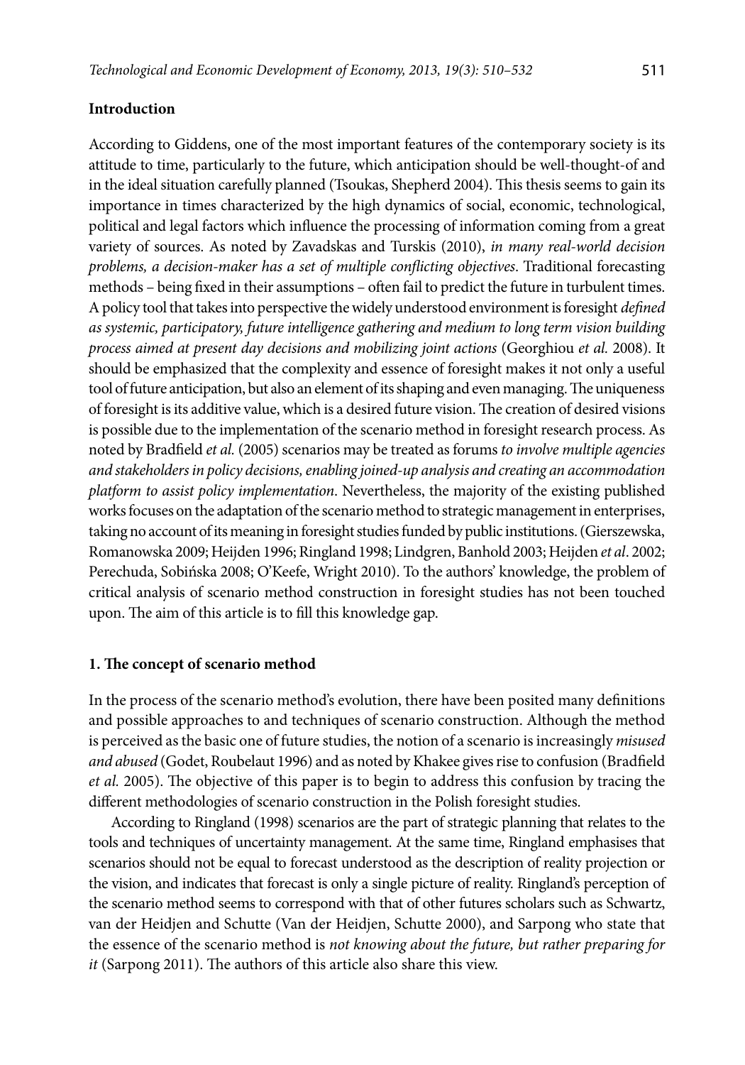## Introduction

According to Giddens, one of the most important features of the contemporary society is its attitude to time, particularly to the future, which anticipation should be well-thought-of and in the ideal situation carefully planned (Tsoukas, Shepherd 2004). This thesis seems to gain its importance in times characterized by the high dynamics of social, economic, technological, political and legal factors which influence the processing of information coming from a great variety of sources. As noted by Zavadskas and Turskis (2010), *in many real-world decision problems, a decision-maker has a set of multiple conflicting objectives*. Traditional forecasting methods – being fixed in their assumptions – often fail to predict the future in turbulent times. A policy tool that takes into perspective the widely understood environment is foresight *defined as systemic, participatory, future intelligence gathering and medium to long term vision building process aimed at present day decisions and mobilizing joint actions* (Georghiou *et al.* 2008). It should be emphasized that the complexity and essence of foresight makes it not only a useful tool of future anticipation, but also an element of its shaping and even managing. The uniqueness of foresight is its additive value, which is a desired future vision. The creation of desired visions is possible due to the implementation of the scenario method in foresight research process. As noted by Bradfield *et al.* (2005) scenarios may be treated as forums *to involve multiple agencies and stakeholders in policy decisions, enabling joined-up analysis and creating an accommodation platform to assist policy implementation*. Nevertheless, the majority of the existing published works focuses on the adaptation of the scenario method to strategic management in enterprises, taking no account of its meaning in foresight studies funded by public institutions. (Gierszewska, Romanowska 2009; Heijden 1996; Ringland 1998; Lindgren, Banhold 2003; Heijden *et al*. 2002; Perechuda, Sobińska 2008; O'Keefe, Wright 2010). To the authors' knowledge, the problem of critical analysis of scenario method construction in foresight studies has not been touched upon. The aim of this article is to fill this knowledge gap.

## 1. The concept of scenario method

In the process of the scenario method's evolution, there have been posited many definitions and possible approaches to and techniques of scenario construction. Although the method is perceived as the basic one of future studies, the notion of a scenario is increasingly *misused and abused* (Godet, Roubelaut 1996) and as noted by Khakee gives rise to confusion (Bradfield *et al.* 2005). The objective of this paper is to begin to address this confusion by tracing the different methodologies of scenario construction in the Polish foresight studies.

According to Ringland (1998) scenarios are the part of strategic planning that relates to the tools and techniques of uncertainty management. At the same time, Ringland emphasises that scenarios should not be equal to forecast understood as the description of reality projection or the vision, and indicates that forecast is only a single picture of reality. Ringland's perception of the scenario method seems to correspond with that of other futures scholars such as Schwartz, van der Heidjen and Schutte (Van der Heidjen, Schutte 2000), and Sarpong who state that the essence of the scenario method is *not knowing about the future, but rather preparing for it* (Sarpong 2011). The authors of this article also share this view.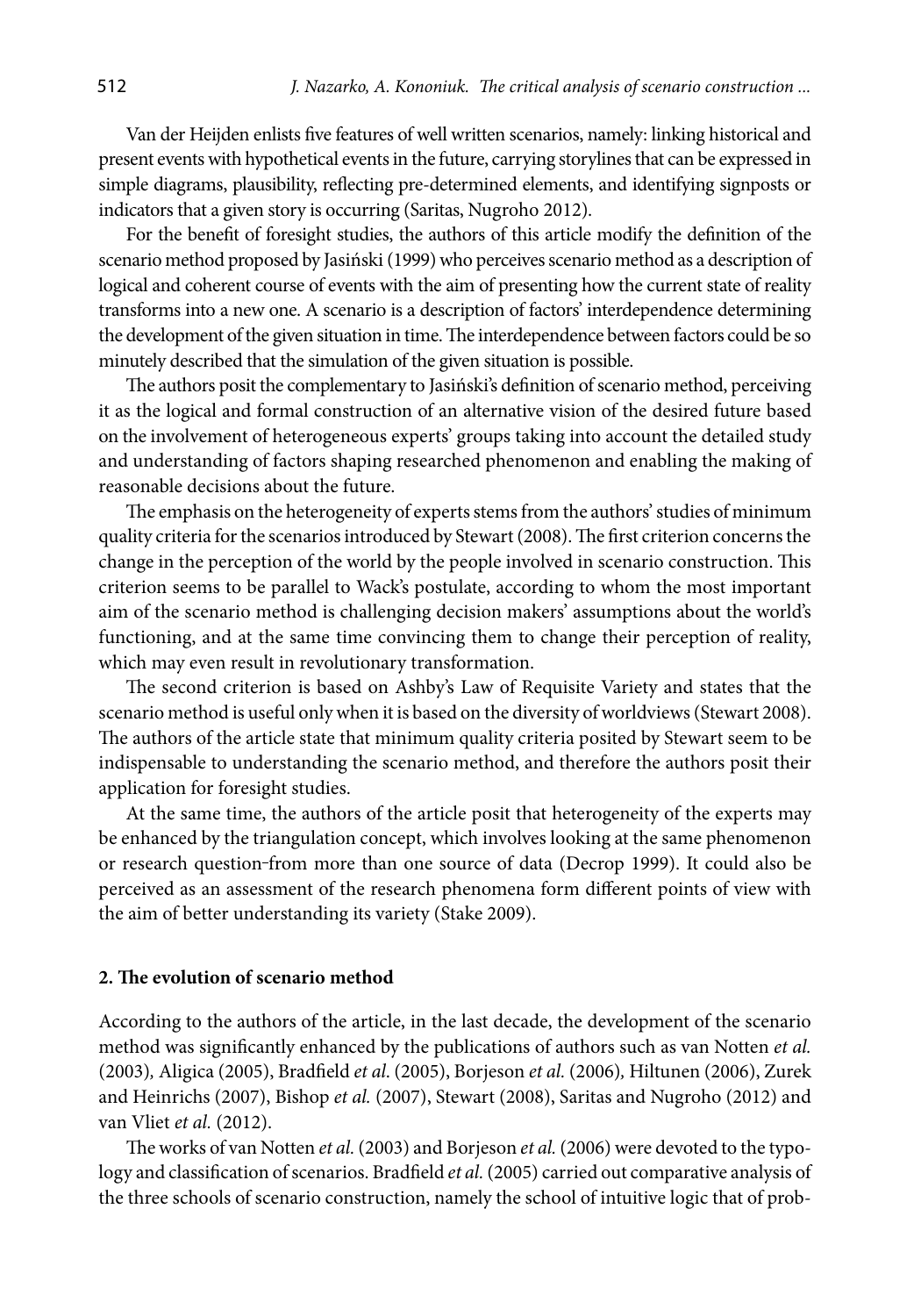Van der Heijden enlists five features of well written scenarios, namely: linking historical and present events with hypothetical events in the future, carrying storylines that can be expressed in simple diagrams, plausibility, reflecting pre-determined elements, and identifying signposts or indicators that a given story is occurring (Saritas, Nugroho 2012).

For the benefit of foresight studies, the authors of this article modify the definition of the scenario method proposed by Jasiński (1999) who perceives scenario method as a description of logical and coherent course of events with the aim of presenting how the current state of reality transforms into a new one. A scenario is a description of factors' interdependence determining the development of the given situation in time. The interdependence between factors could be so minutely described that the simulation of the given situation is possible.

The authors posit the complementary to Jasiński's definition of scenario method, perceiving it as the logical and formal construction of an alternative vision of the desired future based on the involvement of heterogeneous experts' groups taking into account the detailed study and understanding of factors shaping researched phenomenon and enabling the making of reasonable decisions about the future.

The emphasis on the heterogeneity of experts stems from the authors' studies of minimum quality criteria for the scenarios introduced by Stewart (2008). The first criterion concerns the change in the perception of the world by the people involved in scenario construction. This criterion seems to be parallel to Wack's postulate, according to whom the most important aim of the scenario method is challenging decision makers' assumptions about the world's functioning, and at the same time convincing them to change their perception of reality, which may even result in revolutionary transformation.

The second criterion is based on Ashby's Law of Requisite Variety and states that the scenario method is useful only when it is based on the diversity of worldviews (Stewart 2008). The authors of the article state that minimum quality criteria posited by Stewart seem to be indispensable to understanding the scenario method, and therefore the authors posit their application for foresight studies.

At the same time, the authors of the article posit that heterogeneity of the experts may be enhanced by the triangulation concept, which involves looking at the same phenomenon or research question from more than one source of data (Decrop 1999). It could also be perceived as an assessment of the research phenomena form different points of view with the aim of better understanding its variety (Stake 2009).

## 2. The evolution of scenario method

According to the authors of the article, in the last decade, the development of the scenario method was significantly enhanced by the publications of authors such as van Notten *et al.* (2003), Aligica (2005), Bradfield *et al.* (2005), Borjeson *et al.* (2006), Hiltunen (2006), Zurek and Heinrichs (2007), Bishop *et al.* (2007), Stewart (2008), Saritas and Nugroho (2012) and van Vliet *et al.* (2012).

The works of van Notten *et al.* (2003) and Borjeson *et al.* (2006) were devoted to the typology and classification of scenarios. Bradfield *et al.* (2005) carried out comparative analysis of the three schools of scenario construction, namely the school of intuitive logic that of prob-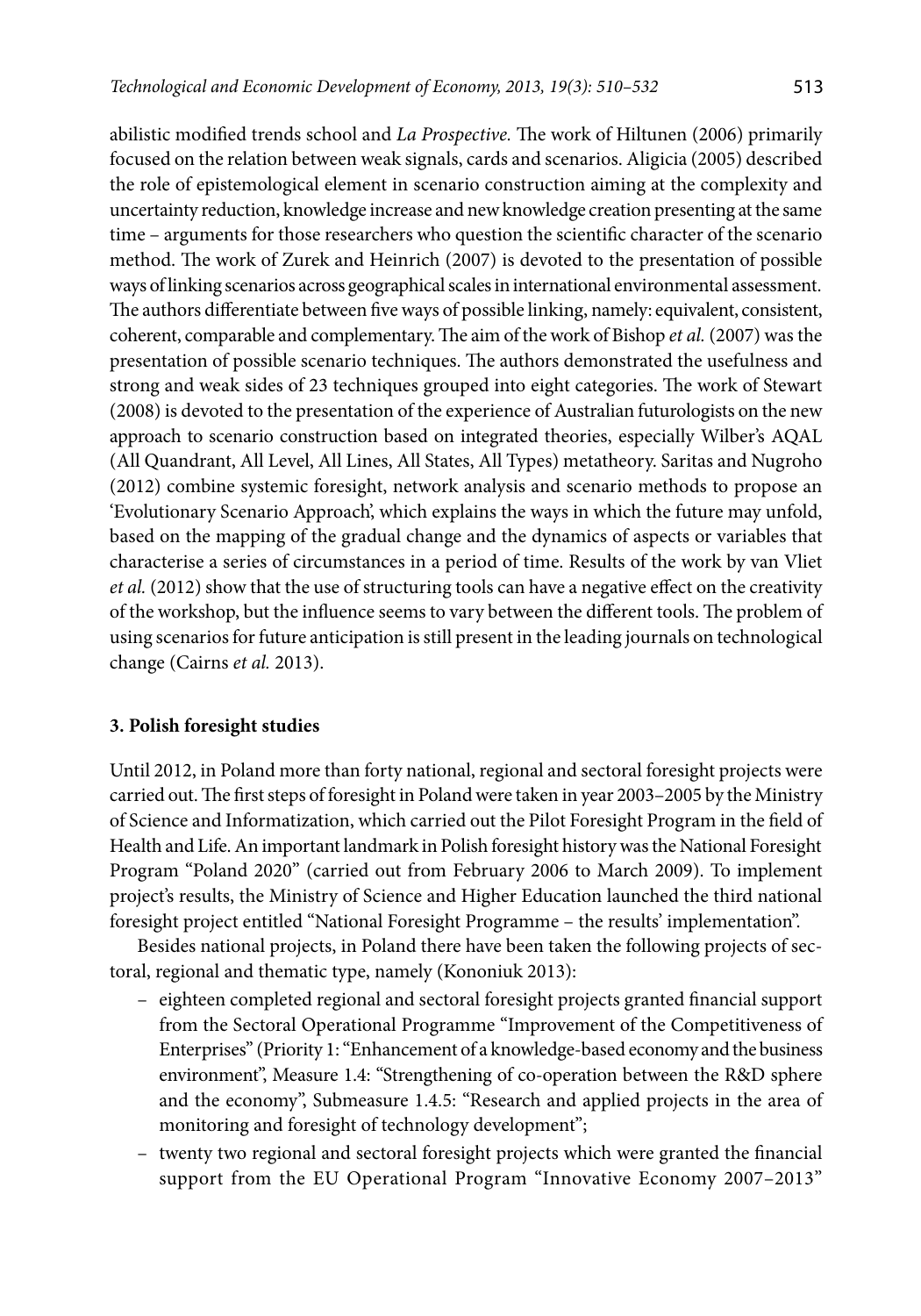abilistic modified trends school and *La Prospective.* The work of Hiltunen (2006) primarily focused on the relation between weak signals, cards and scenarios. Aligicia (2005) described the role of epistemological element in scenario construction aiming at the complexity and uncertainty reduction, knowledge increase and new knowledge creation presenting at the same time – arguments for those researchers who question the scientific character of the scenario method. The work of Zurek and Heinrich (2007) is devoted to the presentation of possible ways of linking scenarios across geographical scales in international environmental assessment. The authors differentiate between five ways of possible linking, namely: equivalent, consistent, coherent, comparable and complementary. The aim of the work of Bishop *et al.* (2007) was the presentation of possible scenario techniques. The authors demonstrated the usefulness and strong and weak sides of 23 techniques grouped into eight categories. The work of Stewart (2008) is devoted to the presentation of the experience of Australian futurologists on the new approach to scenario construction based on integrated theories, especially Wilber's AQAL (All Quandrant, All Level, All Lines, All States, All Types) metatheory. Saritas and Nugroho (2012) combine systemic foresight, network analysis and scenario methods to propose an 'Evolutionary Scenario Approach', which explains the ways in which the future may unfold, based on the mapping of the gradual change and the dynamics of aspects or variables that characterise a series of circumstances in a period of time. Results of the work by van Vliet *et al.* (2012) show that the use of structuring tools can have a negative effect on the creativity of the workshop, but the influence seems to vary between the different tools. The problem of using scenarios for future anticipation is still present in the leading journals on technological change (Cairns *et al.* 2013).

## 3. Polish foresight studies

Until 2012, in Poland more than forty national, regional and sectoral foresight projects were carried out. The first steps of foresight in Poland were taken in year 2003–2005 by the Ministry of Science and Informatization, which carried out the Pilot Foresight Program in the field of Health and Life. An important landmark in Polish foresight history was the National Foresight Program "Poland 2020" (carried out from February 2006 to March 2009). To implement project's results, the Ministry of Science and Higher Education launched the third national foresight project entitled "National Foresight Programme – the results' implementation".

Besides national projects, in Poland there have been taken the following projects of sectoral, regional and thematic type, namely (Kononiuk 2013):

- eighteen completed regional and sectoral foresight projects granted financial support from the Sectoral Operational Programme "Improvement of the Competitiveness of Enterprises" (Priority 1: "Enhancement of a knowledge-based economy and the business environment", Measure 1.4: "Strengthening of co-operation between the R&D sphere and the economy", Submeasure 1.4.5: "Research and applied projects in the area of monitoring and foresight of technology development";
- twenty two regional and sectoral foresight projects which were granted the financial support from the EU Operational Program "Innovative Economy 2007–2013"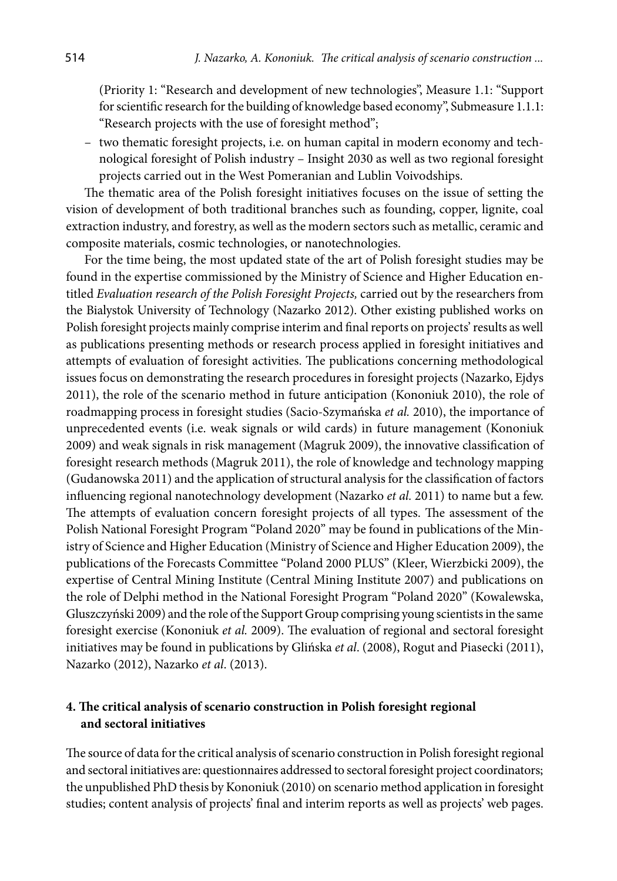(Priority 1: "Research and development of new technologies", Measure 1.1: "Support for scientific research for the building of knowledge based economy", Submeasure 1.1.1: "Research projects with the use of foresight method";

- two thematic foresight projects, i.e. on human capital in modern economy and technological foresight of Polish industry – Insight 2030 as well as two regional foresight projects carried out in the West Pomeranian and Lublin Voivodships.

The thematic area of the Polish foresight initiatives focuses on the issue of setting the vision of development of both traditional branches such as founding, copper, lignite, coal extraction industry, and forestry, as well as the modern sectors such as metallic, ceramic and composite materials, cosmic technologies, or nanotechnologies.

For the time being, the most updated state of the art of Polish foresight studies may be found in the expertise commissioned by the Ministry of Science and Higher Education entitled *Evaluation research of the Polish Foresight Projects,* carried out by the researchers from the Bialystok University of Technology (Nazarko 2012). Other existing published works on Polish foresight projects mainly comprise interim and final reports on projects' results as well as publications presenting methods or research process applied in foresight initiatives and attempts of evaluation of foresight activities. The publications concerning methodological issues focus on demonstrating the research procedures in foresight projects (Nazarko, Ejdys 2011), the role of the scenario method in future anticipation (Kononiuk 2010), the role of roadmapping process in foresight studies (Sacio-Szymańska *et al.* 2010), the importance of unprecedented events (i.e. weak signals or wild cards) in future management (Kononiuk 2009) and weak signals in risk management (Magruk 2009), the innovative classification of foresight research methods (Magruk 2011), the role of knowledge and technology mapping (Gudanowska 2011) and the application of structural analysis for the classification of factors influencing regional nanotechnology development (Nazarko *et al.* 2011) to name but a few. The attempts of evaluation concern foresight projects of all types. The assessment of the Polish National Foresight Program "Poland 2020" may be found in publications of the Ministry of Science and Higher Education (Ministry of Science and Higher Education 2009), the publications of the Forecasts Committee "Poland 2000 PLUS" (Kleer, Wierzbicki 2009), the expertise of Central Mining Institute (Central Mining Institute 2007) and publications on the role of Delphi method in the National Foresight Program "Poland 2020" (Kowalewska, Gluszczyński 2009) and the role of the Support Group comprising young scientists in the same foresight exercise (Kononiuk *et al.* 2009). The evaluation of regional and sectoral foresight initiatives may be found in publications by Glińska *et al*. (2008), Rogut and Piasecki (2011), Nazarko (2012), Nazarko *et al*. (2013).

## 4. The critical analysis of scenario construction in Polish foresight regional and sectoral initiatives

The source of data for the critical analysis of scenario construction in Polish foresight regional and sectoral initiatives are: questionnaires addressed to sectoral foresight project coordinators; the unpublished PhD thesis by Kononiuk (2010) on scenario method application in foresight studies; content analysis of projects' final and interim reports as well as projects' web pages.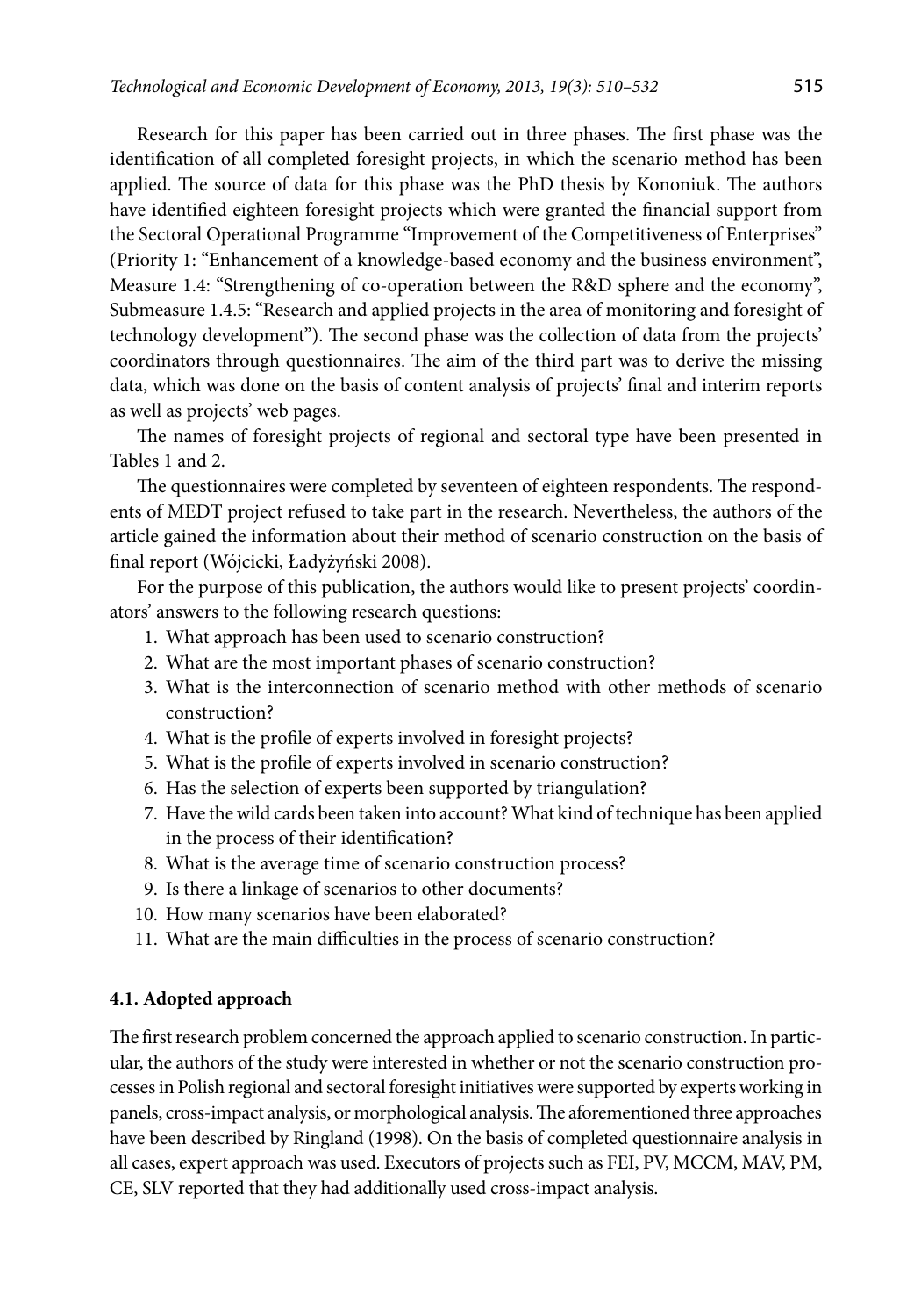Research for this paper has been carried out in three phases. The first phase was the identification of all completed foresight projects, in which the scenario method has been applied. The source of data for this phase was the PhD thesis by Kononiuk. The authors have identified eighteen foresight projects which were granted the financial support from the Sectoral Operational Programme "Improvement of the Competitiveness of Enterprises" (Priority 1: "Enhancement of a knowledge-based economy and the business environment", Measure 1.4: "Strengthening of co-operation between the R&D sphere and the economy", Submeasure 1.4.5: "Research and applied projects in the area of monitoring and foresight of technology development"). The second phase was the collection of data from the projects' coordinators through questionnaires. The aim of the third part was to derive the missing data, which was done on the basis of content analysis of projects' final and interim reports as well as projects' web pages.

The names of foresight projects of regional and sectoral type have been presented in Tables 1 and 2.

The questionnaires were completed by seventeen of eighteen respondents. The respondents of MEDT project refused to take part in the research. Nevertheless, the authors of the article gained the information about their method of scenario construction on the basis of final report (Wójcicki, Ładyżyński 2008).

For the purpose of this publication, the authors would like to present projects' coordinators' answers to the following research questions:

1. What approach has been used to scenario construction?
2. What are the most important phases of scenario construction?
3. What is the interconnection of scenario method with other methods of scenario construction?
4. What is the profile of experts involved in foresight projects?
5. What is the profile of experts involved in scenario construction?
6. Has the selection of experts been supported by triangulation?
7. Have the wild cards been taken into account? What kind of technique has been applied in the process of their identification?
8. What is the average time of scenario construction process?
9. Is there a linkage of scenarios to other documents?
10. How many scenarios have been elaborated?
11. What are the main difficulties in the process of scenario construction?

### 4.1. Adopted approach

The first research problem concerned the approach applied to scenario construction. In particular, the authors of the study were interested in whether or not the scenario construction processes in Polish regional and sectoral foresight initiatives were supported by experts working in panels, cross-impact analysis, or morphological analysis. The aforementioned three approaches have been described by Ringland (1998). On the basis of completed questionnaire analysis in all cases, expert approach was used. Executors of projects such as FEI, PV, MCCM, MAV, PM, CE, SLV reported that they had additionally used cross-impact analysis.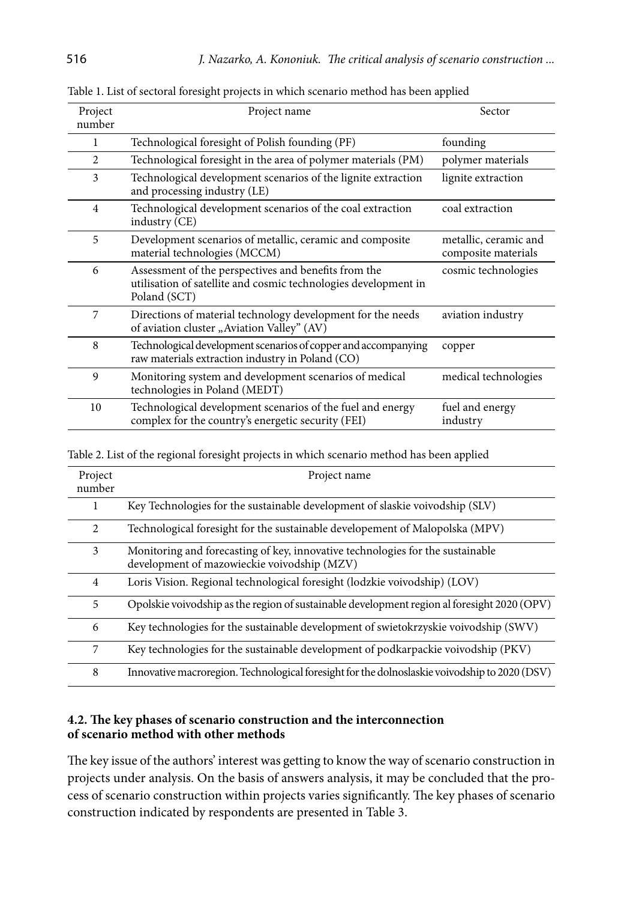Table 1. List of sectoral foresight projects in which scenario method has been applied

| Project number | Project name | Sector |
|---|---|---|
| 1 | Technological foresight of Polish founding (PF) | founding |
| 2 | Technological foresight in the area of polymer materials (PM) | polymer materials |
| 3 | Technological development scenarios of the lignite extraction and processing industry (LE) | lignite extraction |
| 4 | Technological development scenarios of the coal extraction industry (CE) | coal extraction |
| 5 | Development scenarios of metallic, ceramic and composite material technologies (MCCM) | metallic, ceramic and composite materials |
| 6 | Assessment of the perspectives and benefits from the utilisation of satellite and cosmic technologies development in Poland (SCT) | cosmic technologies |
| 7 | Directions of material technology development for the needs of aviation cluster „Aviation Valley" (AV) | aviation industry |
| 8 | Technological development scenarios of copper and accompanying raw materials extraction industry in Poland (CO) | copper |
| 9 | Monitoring system and development scenarios of medical technologies in Poland (MEDT) | medical technologies |
| 10 | Technological development scenarios of the fuel and energy complex for the country's energetic security (FEI) | fuel and energy industry |

Table 2. List of the regional foresight projects in which scenario method has been applied

| Project number | Project name |
|---|---|
| 1 | Key Technologies for the sustainable development of slaskie voivodship (SLV) |
| 2 | Technological foresight for the sustainable developement of Malopolska (MPV) |
| 3 | Monitoring and forecasting of key, innovative technologies for the sustainable development of mazowieckie voivodship (MZV) |
| 4 | Loris Vision. Regional technological foresight (lodzkie voivodship) (LOV) |
| 5 | Opolskie voivodship as the region of sustainable development region al foresight 2020 (OPV) |
| 6 | Key technologies for the sustainable development of swietokrzyskie voivodship (SWV) |
| 7 | Key technologies for the sustainable development of podkarpackie voivodship (PKV) |
| 8 | Innovative macroregion. Technological foresight for the dolnoslaskie voivodship to 2020 (DSV) |

### 4.2. The key phases of scenario construction and the interconnection of scenario method with other methods

The key issue of the authors' interest was getting to know the way of scenario construction in projects under analysis. On the basis of answers analysis, it may be concluded that the process of scenario construction within projects varies significantly. The key phases of scenario construction indicated by respondents are presented in Table 3.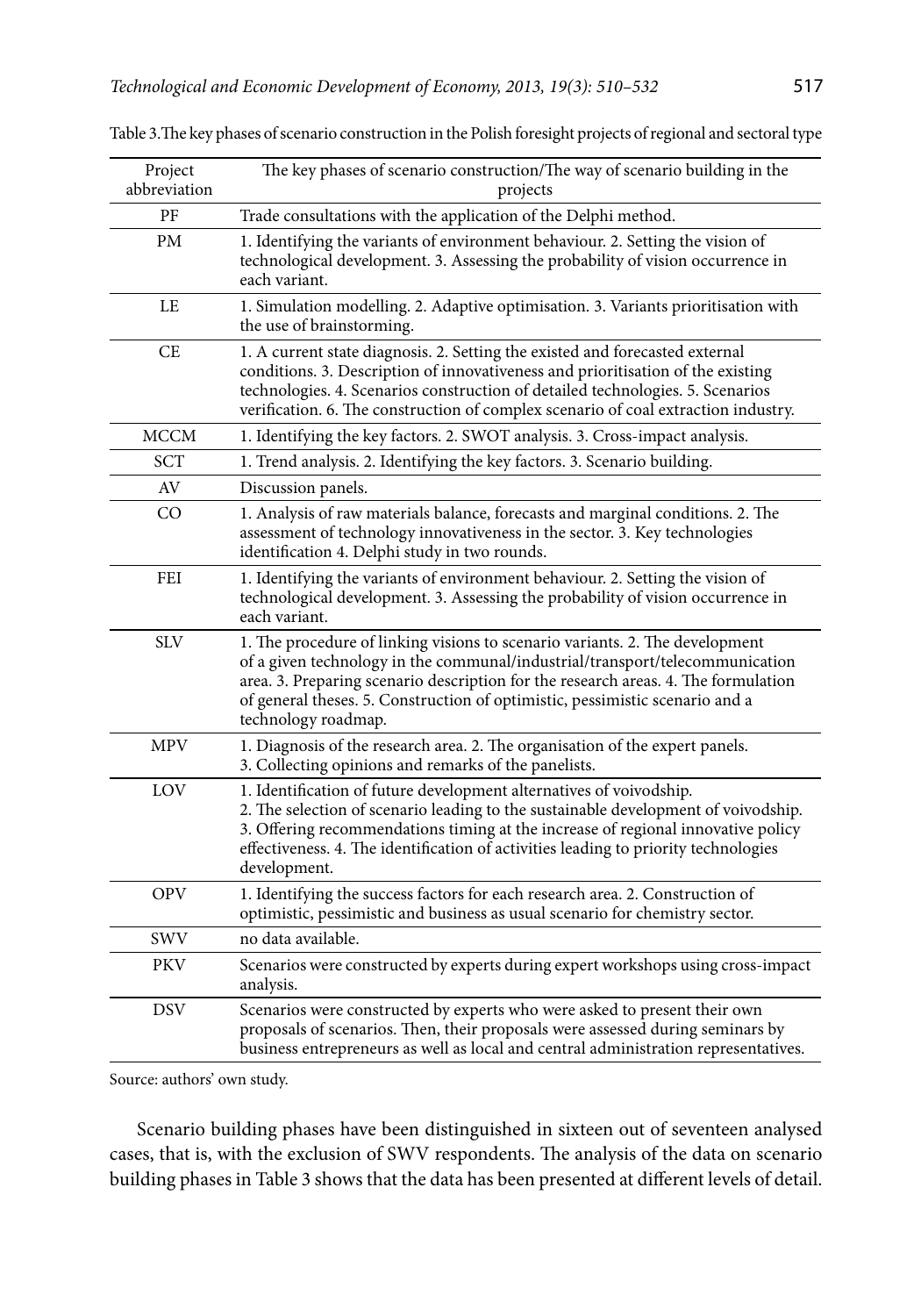Table 3. The key phases of scenario construction in the Polish foresight projects of regional and sectoral type

| Project abbreviation | The key phases of scenario construction/The way of scenario building in the projects |
|---|---|
| PF | Trade consultations with the application of the Delphi method. |
| PM | 1. Identifying the variants of environment behaviour. 2. Setting the vision of technological development. 3. Assessing the probability of vision occurrence in each variant. |
| LE | 1. Simulation modelling. 2. Adaptive optimisation. 3. Variants prioritisation with the use of brainstorming. |
| CE | 1. A current state diagnosis. 2. Setting the existed and forecasted external conditions. 3. Description of innovativeness and prioritisation of the existing technologies. 4. Scenarios construction of detailed technologies. 5. Scenarios verification. 6. The construction of complex scenario of coal extraction industry. |
| MCCM | 1. Identifying the key factors. 2. SWOT analysis. 3. Cross-impact analysis. |
| SCT | 1. Trend analysis. 2. Identifying the key factors. 3. Scenario building. |
| AV | Discussion panels. |
| CO | 1. Analysis of raw materials balance, forecasts and marginal conditions. 2. The assessment of technology innovativeness in the sector. 3. Key technologies identification 4. Delphi study in two rounds. |
| FEI | 1. Identifying the variants of environment behaviour. 2. Setting the vision of technological development. 3. Assessing the probability of vision occurrence in each variant. |
| SLV | 1. The procedure of linking visions to scenario variants. 2. The development of a given technology in the communal/industrial/transport/telecommunication area. 3. Preparing scenario description for the research areas. 4. The formulation of general theses. 5. Construction of optimistic, pessimistic scenario and a technology roadmap. |
| MPV | 1. Diagnosis of the research area. 2. The organisation of the expert panels. 3. Collecting opinions and remarks of the panelists. |
| LOV | 1. Identification of future development alternatives of voivodship. 2. The selection of scenario leading to the sustainable development of voivodship. 3. Offering recommendations timing at the increase of regional innovative policy effectiveness. 4. The identification of activities leading to priority technologies development. |
| OPV | 1. Identifying the success factors for each research area. 2. Construction of optimistic, pessimistic and business as usual scenario for chemistry sector. |
| SWV | no data available. |
| PKV | Scenarios were constructed by experts during expert workshops using cross-impact analysis. |
| DSV | Scenarios were constructed by experts who were asked to present their own proposals of scenarios. Then, their proposals were assessed during seminars by business entrepreneurs as well as local and central administration representatives. |

Source: authors' own study.

Scenario building phases have been distinguished in sixteen out of seventeen analysed cases, that is, with the exclusion of SWV respondents. The analysis of the data on scenario building phases in Table 3 shows that the data has been presented at different levels of detail.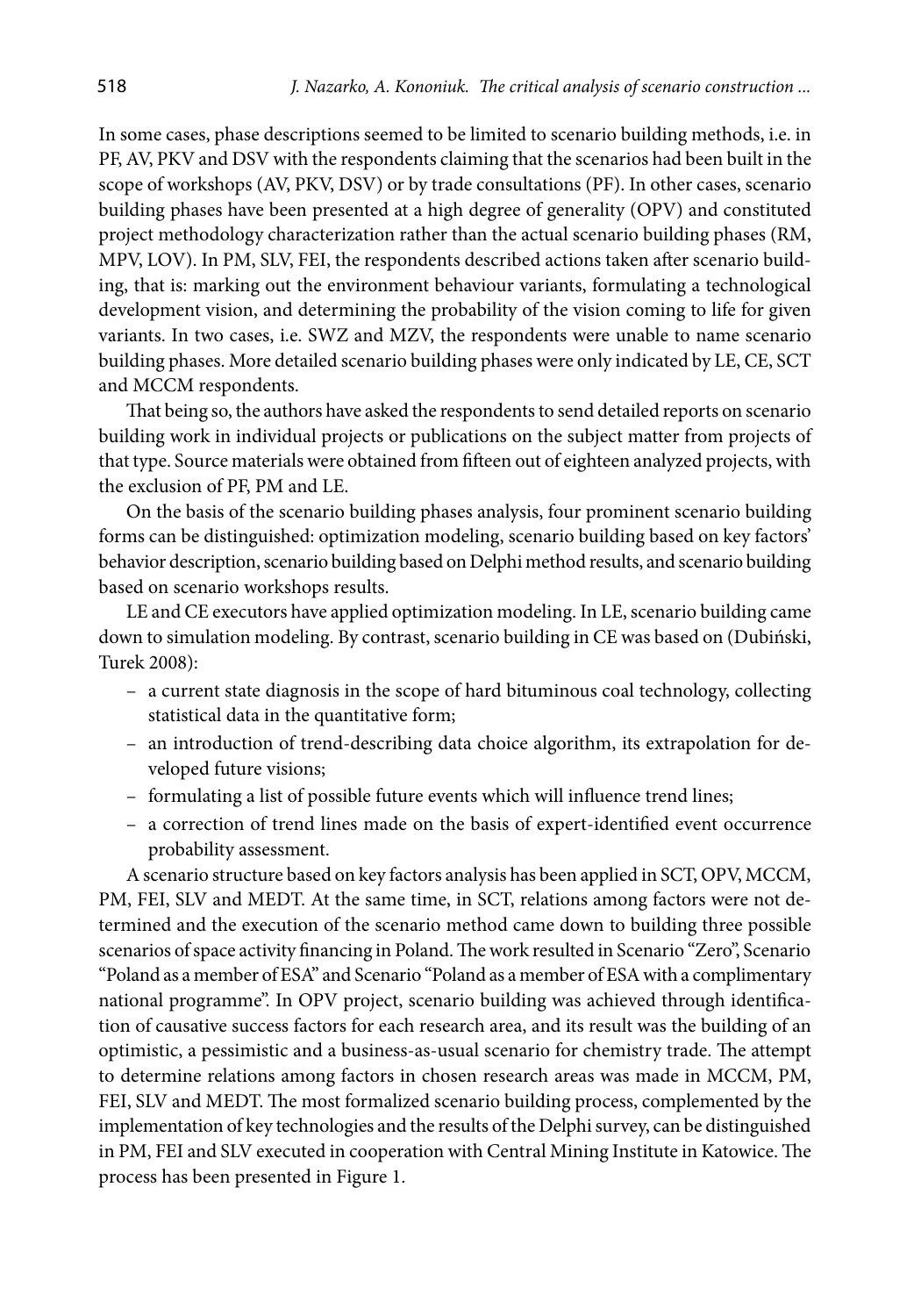In some cases, phase descriptions seemed to be limited to scenario building methods, i.e. in PF, AV, PKV and DSV with the respondents claiming that the scenarios had been built in the scope of workshops (AV, PKV, DSV) or by trade consultations (PF). In other cases, scenario building phases have been presented at a high degree of generality (OPV) and constituted project methodology characterization rather than the actual scenario building phases (RM, MPV, LOV). In PM, SLV, FEI, the respondents described actions taken after scenario building, that is: marking out the environment behaviour variants, formulating a technological development vision, and determining the probability of the vision coming to life for given variants. In two cases, i.e. SWZ and MZV, the respondents were unable to name scenario building phases. More detailed scenario building phases were only indicated by LE, CE, SCT and MCCM respondents.

That being so, the authors have asked the respondents to send detailed reports on scenario building work in individual projects or publications on the subject matter from projects of that type. Source materials were obtained from fifteen out of eighteen analyzed projects, with the exclusion of PF, PM and LE.

On the basis of the scenario building phases analysis, four prominent scenario building forms can be distinguished: optimization modeling, scenario building based on key factors' behavior description, scenario building based on Delphi method results, and scenario building based on scenario workshops results.

LE and CE executors have applied optimization modeling. In LE, scenario building came down to simulation modeling. By contrast, scenario building in CE was based on (Dubiński, Turek 2008):

- a current state diagnosis in the scope of hard bituminous coal technology, collecting statistical data in the quantitative form;
- an introduction of trend-describing data choice algorithm, its extrapolation for developed future visions;
- formulating a list of possible future events which will influence trend lines;
- a correction of trend lines made on the basis of expert-identified event occurrence probability assessment.

A scenario structure based on key factors analysis has been applied in SCT, OPV, MCCM, PM, FEI, SLV and MEDT. At the same time, in SCT, relations among factors were not determined and the execution of the scenario method came down to building three possible scenarios of space activity financing in Poland. The work resulted in Scenario "Zero", Scenario "Poland as a member of ESA" and Scenario "Poland as a member of ESA with a complimentary national programme". In OPV project, scenario building was achieved through identification of causative success factors for each research area, and its result was the building of an optimistic, a pessimistic and a business-as-usual scenario for chemistry trade. The attempt to determine relations among factors in chosen research areas was made in MCCM, PM, FEI, SLV and MEDT. The most formalized scenario building process, complemented by the implementation of key technologies and the results of the Delphi survey, can be distinguished in PM, FEI and SLV executed in cooperation with Central Mining Institute in Katowice. The process has been presented in Figure 1.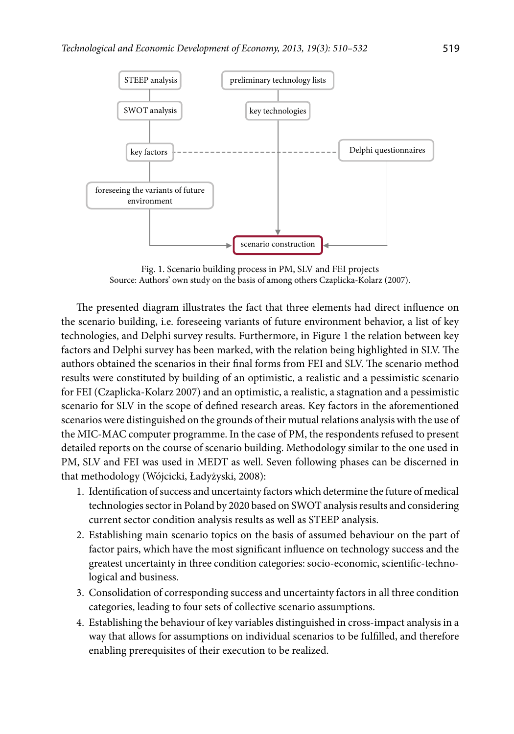STEEP analysis

SWOT analysis

key factors

foreseeing the variants of future environment

preliminary technology lists

key technologies

Delphi questionnaires

scenario construction

Fig. 1. Scenario building process in PM, SLV and FEI projects
Source: Authors' own study on the basis of among others Czaplicka-Kolarz (2007).

The presented diagram illustrates the fact that three elements had direct influence on the scenario building, i.e. foreseeing variants of future environment behavior, a list of key technologies, and Delphi survey results. Furthermore, in Figure 1 the relation between key factors and Delphi survey has been marked, with the relation being highlighted in SLV. The authors obtained the scenarios in their final forms from FEI and SLV. The scenario method results were constituted by building of an optimistic, a realistic and a pessimistic scenario for FEI (Czaplicka-Kolarz 2007) and an optimistic, a realistic, a stagnation and a pessimistic scenario for SLV in the scope of defined research areas. Key factors in the aforementioned scenarios were distinguished on the grounds of their mutual relations analysis with the use of the MIC-MAC computer programme. In the case of PM, the respondents refused to present detailed reports on the course of scenario building. Methodology similar to the one used in PM, SLV and FEI was used in MEDT as well. Seven following phases can be discerned in that methodology (Wójcicki, Ładyżyski, 2008):

1. Identification of success and uncertainty factors which determine the future of medical technologies sector in Poland by 2020 based on SWOT analysis results and considering current sector condition analysis results as well as STEEP analysis.
2. Establishing main scenario topics on the basis of assumed behaviour on the part of factor pairs, which have the most significant influence on technology success and the greatest uncertainty in three condition categories: socio-economic, scientific-technological and business.
3. Consolidation of corresponding success and uncertainty factors in all three condition categories, leading to four sets of collective scenario assumptions.
4. Establishing the behaviour of key variables distinguished in cross-impact analysis in a way that allows for assumptions on individual scenarios to be fulfilled, and therefore enabling prerequisites of their execution to be realized.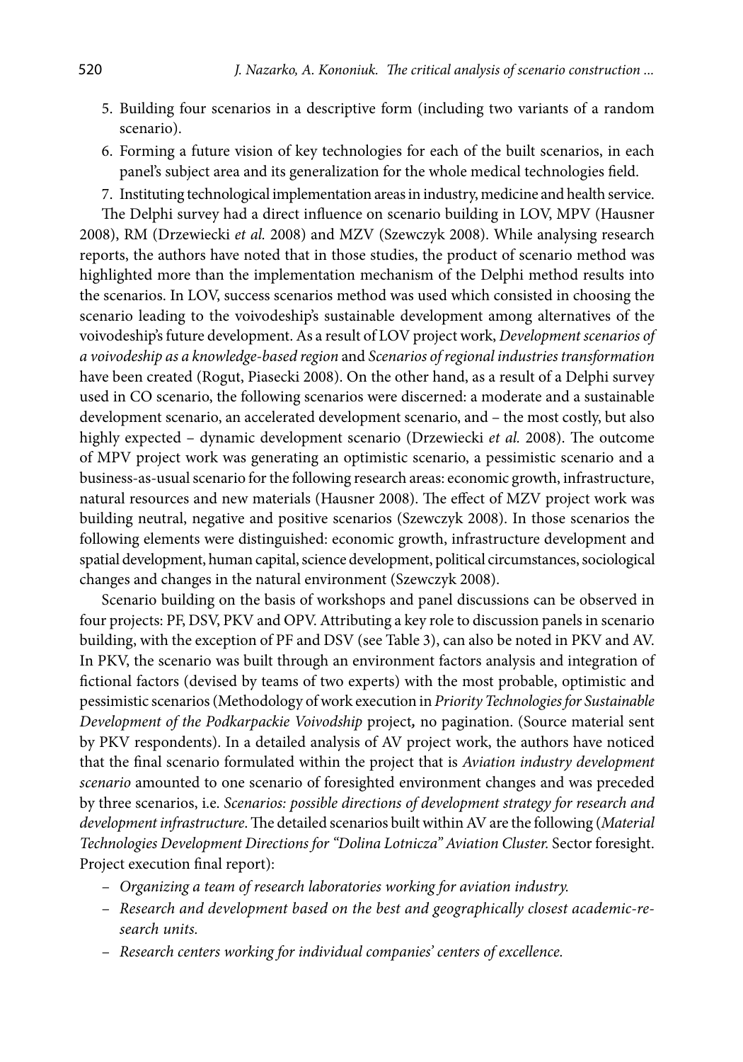5. Building four scenarios in a descriptive form (including two variants of a random scenario).
6. Forming a future vision of key technologies for each of the built scenarios, in each panel's subject area and its generalization for the whole medical technologies field.
7. Instituting technological implementation areas in industry, medicine and health service.

The Delphi survey had a direct influence on scenario building in LOV, MPV (Hausner 2008), RM (Drzewiecki *et al.* 2008) and MZV (Szewczyk 2008). While analysing research reports, the authors have noted that in those studies, the product of scenario method was highlighted more than the implementation mechanism of the Delphi method results into the scenarios. In LOV, success scenarios method was used which consisted in choosing the scenario leading to the voivodeship's sustainable development among alternatives of the voivodeship's future development. As a result of LOV project work, *Development scenarios of a voivodeship as a knowledge-based region* and *Scenarios of regional industries transformation* have been created (Rogut, Piasecki 2008). On the other hand, as a result of a Delphi survey used in CO scenario, the following scenarios were discerned: a moderate and a sustainable development scenario, an accelerated development scenario, and – the most costly, but also highly expected – dynamic development scenario (Drzewiecki *et al.* 2008). The outcome of MPV project work was generating an optimistic scenario, a pessimistic scenario and a business-as-usual scenario for the following research areas: economic growth, infrastructure, natural resources and new materials (Hausner 2008). The effect of MZV project work was building neutral, negative and positive scenarios (Szewczyk 2008). In those scenarios the following elements were distinguished: economic growth, infrastructure development and spatial development, human capital, science development, political circumstances, sociological changes and changes in the natural environment (Szewczyk 2008).

Scenario building on the basis of workshops and panel discussions can be observed in four projects: PF, DSV, PKV and OPV. Attributing a key role to discussion panels in scenario building, with the exception of PF and DSV (see Table 3), can also be noted in PKV and AV. In PKV, the scenario was built through an environment factors analysis and integration of fictional factors (devised by teams of two experts) with the most probable, optimistic and pessimistic scenarios (Methodology of work execution in *Priority Technologies for Sustainable Development of the Podkarpackie Voivodship* project**,** no pagination. (Source material sent by PKV respondents). In a detailed analysis of AV project work, the authors have noticed that the final scenario formulated within the project that is *Aviation industry development scenario* amounted to one scenario of foresighted environment changes and was preceded by three scenarios, i.e. *Scenarios: possible directions of development strategy for research and development infrastructure*. The detailed scenarios built within AV are the following (*Material Technologies Development Directions for "Dolina Lotnicza" Aviation Cluster.* Sector foresight. Project execution final report):

- *Organizing a team of research laboratories working for aviation industry.*
- *Research and development based on the best and geographically closest academic-research units.*
- *Research centers working for individual companies' centers of excellence.*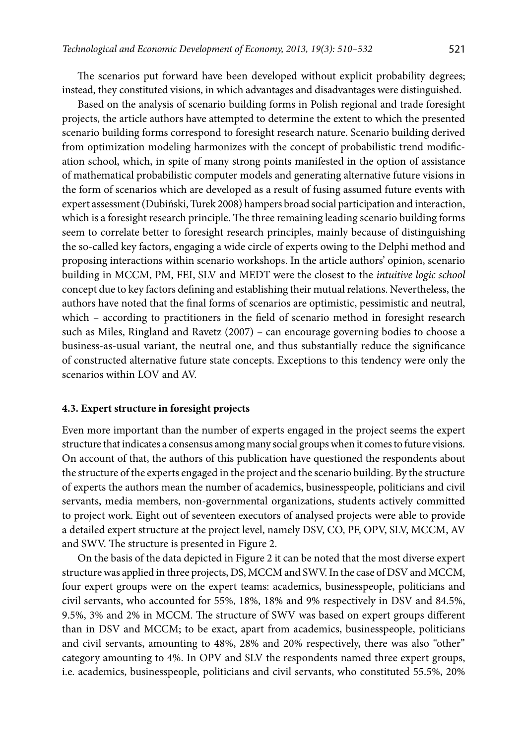The scenarios put forward have been developed without explicit probability degrees; instead, they constituted visions, in which advantages and disadvantages were distinguished.

Based on the analysis of scenario building forms in Polish regional and trade foresight projects, the article authors have attempted to determine the extent to which the presented scenario building forms correspond to foresight research nature. Scenario building derived from optimization modeling harmonizes with the concept of probabilistic trend modification school, which, in spite of many strong points manifested in the option of assistance of mathematical probabilistic computer models and generating alternative future visions in the form of scenarios which are developed as a result of fusing assumed future events with expert assessment (Dubiński, Turek 2008) hampers broad social participation and interaction, which is a foresight research principle. The three remaining leading scenario building forms seem to correlate better to foresight research principles, mainly because of distinguishing the so-called key factors, engaging a wide circle of experts owing to the Delphi method and proposing interactions within scenario workshops. In the article authors' opinion, scenario building in MCCM, PM, FEI, SLV and MEDT were the closest to the *intuitive logic school* concept due to key factors defining and establishing their mutual relations. Nevertheless, the authors have noted that the final forms of scenarios are optimistic, pessimistic and neutral, which – according to practitioners in the field of scenario method in foresight research such as Miles, Ringland and Ravetz (2007) – can encourage governing bodies to choose a business-as-usual variant, the neutral one, and thus substantially reduce the significance of constructed alternative future state concepts. Exceptions to this tendency were only the scenarios within LOV and AV.

### 4.3. Expert structure in foresight projects

Even more important than the number of experts engaged in the project seems the expert structure that indicates a consensus among many social groups when it comes to future visions. On account of that, the authors of this publication have questioned the respondents about the structure of the experts engaged in the project and the scenario building. By the structure of experts the authors mean the number of academics, businesspeople, politicians and civil servants, media members, non-governmental organizations, students actively committed to project work. Eight out of seventeen executors of analysed projects were able to provide a detailed expert structure at the project level, namely DSV, CO, PF, OPV, SLV, MCCM, AV and SWV. The structure is presented in Figure 2.

On the basis of the data depicted in Figure 2 it can be noted that the most diverse expert structure was applied in three projects, DS, MCCM and SWV. In the case of DSV and MCCM, four expert groups were on the expert teams: academics, businesspeople, politicians and civil servants, who accounted for 55%, 18%, 18% and 9% respectively in DSV and 84.5%, 9.5%, 3% and 2% in MCCM. The structure of SWV was based on expert groups different than in DSV and MCCM; to be exact, apart from academics, businesspeople, politicians and civil servants, amounting to 48%, 28% and 20% respectively, there was also "other" category amounting to 4%. In OPV and SLV the respondents named three expert groups, i.e. academics, businesspeople, politicians and civil servants, who constituted 55.5%, 20%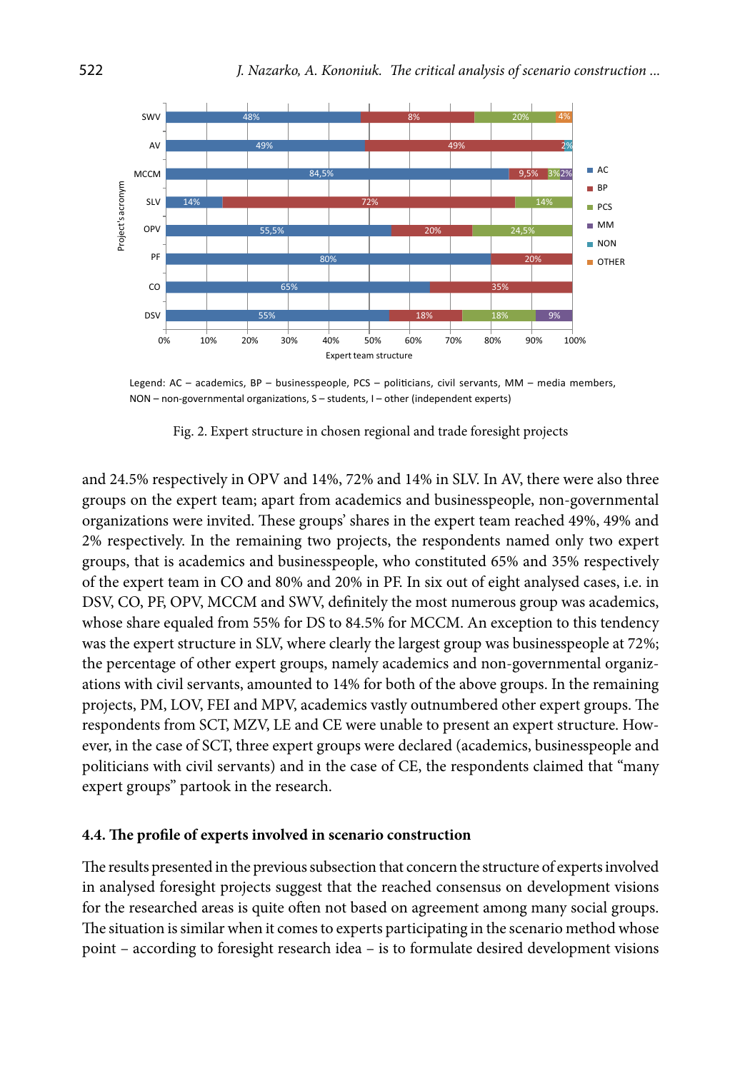Legend: AC – academics, BP – businesspeople, PCS – politicians, civil servants, MM – media members, NON – non-governmental organizations, S – students, I – other (independent experts)

Fig. 2. Expert structure in chosen regional and trade foresight projects

and 24.5% respectively in OPV and 14%, 72% and 14% in SLV. In AV, there were also three groups on the expert team; apart from academics and businesspeople, non-governmental organizations were invited. These groups' shares in the expert team reached 49%, 49% and 2% respectively. In the remaining two projects, the respondents named only two expert groups, that is academics and businesspeople, who constituted 65% and 35% respectively of the expert team in CO and 80% and 20% in PF. In six out of eight analysed cases, i.e. in DSV, CO, PF, OPV, MCCM and SWV, definitely the most numerous group was academics, whose share equaled from 55% for DS to 84.5% for MCCM. An exception to this tendency was the expert structure in SLV, where clearly the largest group was businesspeople at 72%; the percentage of other expert groups, namely academics and non-governmental organizations with civil servants, amounted to 14% for both of the above groups. In the remaining projects, PM, LOV, FEI and MPV, academics vastly outnumbered other expert groups. The respondents from SCT, MZV, LE and CE were unable to present an expert structure. However, in the case of SCT, three expert groups were declared (academics, businesspeople and politicians with civil servants) and in the case of CE, the respondents claimed that "many expert groups" partook in the research.

### 4.4. The profile of experts involved in scenario construction

The results presented in the previous subsection that concern the structure of experts involved in analysed foresight projects suggest that the reached consensus on development visions for the researched areas is quite often not based on agreement among many social groups. The situation is similar when it comes to experts participating in the scenario method whose point – according to foresight research idea – is to formulate desired development visions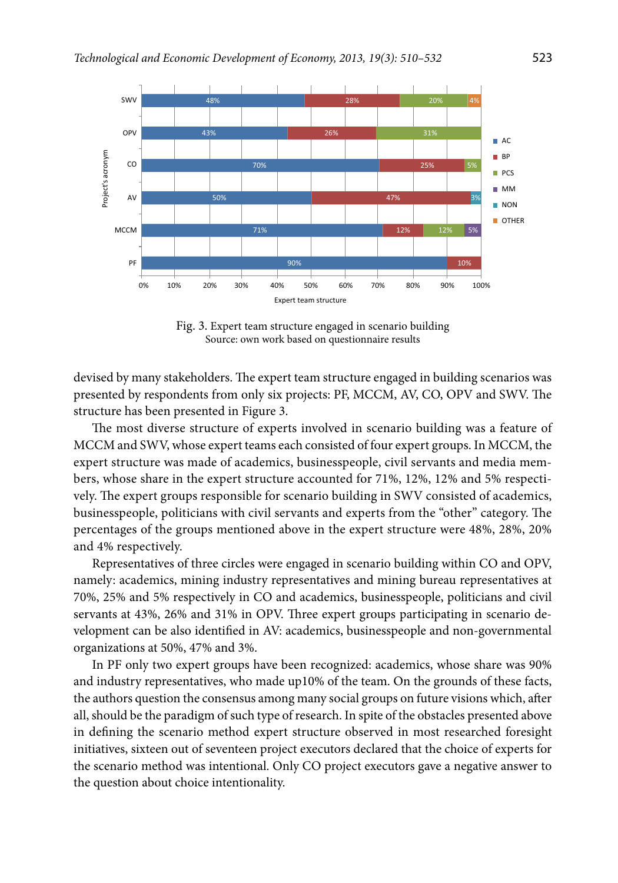Fig. 3. Expert team structure engaged in scenario building
Source: own work based on questionnaire results

devised by many stakeholders. The expert team structure engaged in building scenarios was presented by respondents from only six projects: PF, MCCM, AV, CO, OPV and SWV. The structure has been presented in Figure 3.

The most diverse structure of experts involved in scenario building was a feature of MCCM and SWV, whose expert teams each consisted of four expert groups. In MCCM, the expert structure was made of academics, businesspeople, civil servants and media members, whose share in the expert structure accounted for 71%, 12%, 12% and 5% respectively. The expert groups responsible for scenario building in SWV consisted of academics, businesspeople, politicians with civil servants and experts from the "other" category. The percentages of the groups mentioned above in the expert structure were 48%, 28%, 20% and 4% respectively.

Representatives of three circles were engaged in scenario building within CO and OPV, namely: academics, mining industry representatives and mining bureau representatives at 70%, 25% and 5% respectively in CO and academics, businesspeople, politicians and civil servants at 43%, 26% and 31% in OPV. Three expert groups participating in scenario development can be also identified in AV: academics, businesspeople and non-governmental organizations at 50%, 47% and 3%.

In PF only two expert groups have been recognized: academics, whose share was 90% and industry representatives, who made up10% of the team. On the grounds of these facts, the authors question the consensus among many social groups on future visions which, after all, should be the paradigm of such type of research. In spite of the obstacles presented above in defining the scenario method expert structure observed in most researched foresight initiatives, sixteen out of seventeen project executors declared that the choice of experts for the scenario method was intentional. Only CO project executors gave a negative answer to the question about choice intentionality.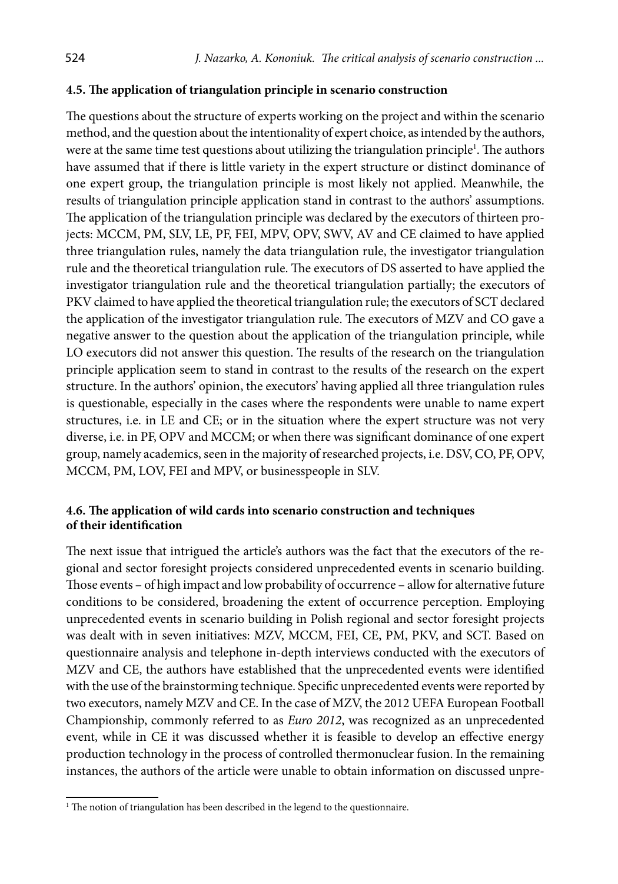### 4.5. The application of triangulation principle in scenario construction

The questions about the structure of experts working on the project and within the scenario method, and the question about the intentionality of expert choice, as intended by the authors, were at the same time test questions about utilizing the triangulation principle[1]. The authors have assumed that if there is little variety in the expert structure or distinct dominance of one expert group, the triangulation principle is most likely not applied. Meanwhile, the results of triangulation principle application stand in contrast to the authors' assumptions. The application of the triangulation principle was declared by the executors of thirteen projects: MCCM, PM, SLV, LE, PF, FEI, MPV, OPV, SWV, AV and CE claimed to have applied three triangulation rules, namely the data triangulation rule, the investigator triangulation rule and the theoretical triangulation rule. The executors of DS asserted to have applied the investigator triangulation rule and the theoretical triangulation partially; the executors of PKV claimed to have applied the theoretical triangulation rule; the executors of SCT declared the application of the investigator triangulation rule. The executors of MZV and CO gave a negative answer to the question about the application of the triangulation principle, while LO executors did not answer this question. The results of the research on the triangulation principle application seem to stand in contrast to the results of the research on the expert structure. In the authors' opinion, the executors' having applied all three triangulation rules is questionable, especially in the cases where the respondents were unable to name expert structures, i.e. in LE and CE; or in the situation where the expert structure was not very diverse, i.e. in PF, OPV and MCCM; or when there was significant dominance of one expert group, namely academics, seen in the majority of researched projects, i.e. DSV, CO, PF, OPV, MCCM, PM, LOV, FEI and MPV, or businesspeople in SLV.

### 4.6. The application of wild cards into scenario construction and techniques of their identification

The next issue that intrigued the article's authors was the fact that the executors of the regional and sector foresight projects considered unprecedented events in scenario building. Those events – of high impact and low probability of occurrence – allow for alternative future conditions to be considered, broadening the extent of occurrence perception. Employing unprecedented events in scenario building in Polish regional and sector foresight projects was dealt with in seven initiatives: MZV, MCCM, FEI, CE, PM, PKV, and SCT. Based on questionnaire analysis and telephone in-depth interviews conducted with the executors of MZV and CE, the authors have established that the unprecedented events were identified with the use of the brainstorming technique. Specific unprecedented events were reported by two executors, namely MZV and CE. In the case of MZV, the 2012 UEFA European Football Championship, commonly referred to as *Euro 2012*, was recognized as an unprecedented event, while in CE it was discussed whether it is feasible to develop an effective energy production technology in the process of controlled thermonuclear fusion. In the remaining instances, the authors of the article were unable to obtain information on discussed unpre-

---

[1] The notion of triangulation has been described in the legend to the questionnaire.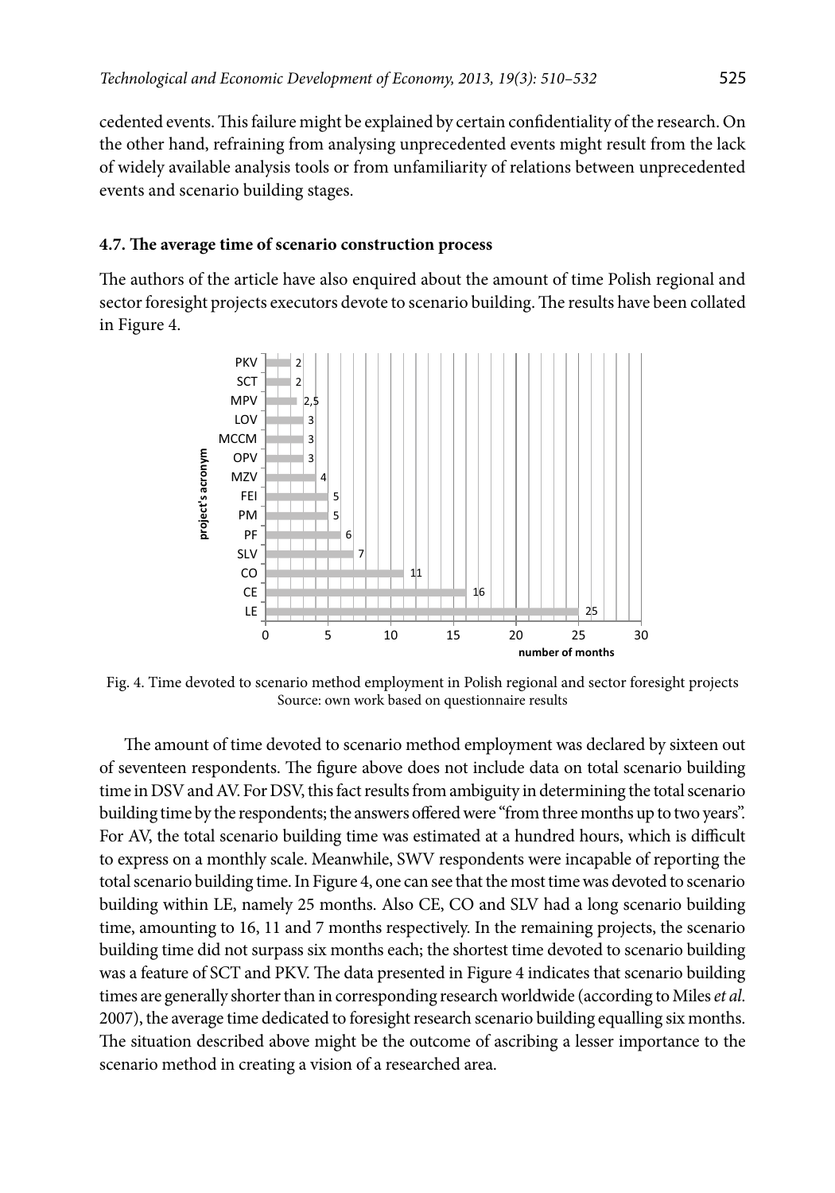cedented events. This failure might be explained by certain confidentiality of the research. On the other hand, refraining from analysing unprecedented events might result from the lack of widely available analysis tools or from unfamiliarity of relations between unprecedented events and scenario building stages.

#### 4.7. The average time of scenario construction process

The authors of the article have also enquired about the amount of time Polish regional and sector foresight projects executors devote to scenario building. The results have been collated in Figure 4.

Fig. 4. Time devoted to scenario method employment in Polish regional and sector foresight projects
Source: own work based on questionnaire results

The amount of time devoted to scenario method employment was declared by sixteen out of seventeen respondents. The figure above does not include data on total scenario building time in DSV and AV. For DSV, this fact results from ambiguity in determining the total scenario building time by the respondents; the answers offered were "from three months up to two years". For AV, the total scenario building time was estimated at a hundred hours, which is difficult to express on a monthly scale. Meanwhile, SWV respondents were incapable of reporting the total scenario building time. In Figure 4, one can see that the most time was devoted to scenario building within LE, namely 25 months. Also CE, CO and SLV had a long scenario building time, amounting to 16, 11 and 7 months respectively. In the remaining projects, the scenario building time did not surpass six months each; the shortest time devoted to scenario building was a feature of SCT and PKV. The data presented in Figure 4 indicates that scenario building times are generally shorter than in corresponding research worldwide (according to Miles *et al.* 2007), the average time dedicated to foresight research scenario building equalling six months. The situation described above might be the outcome of ascribing a lesser importance to the scenario method in creating a vision of a researched area.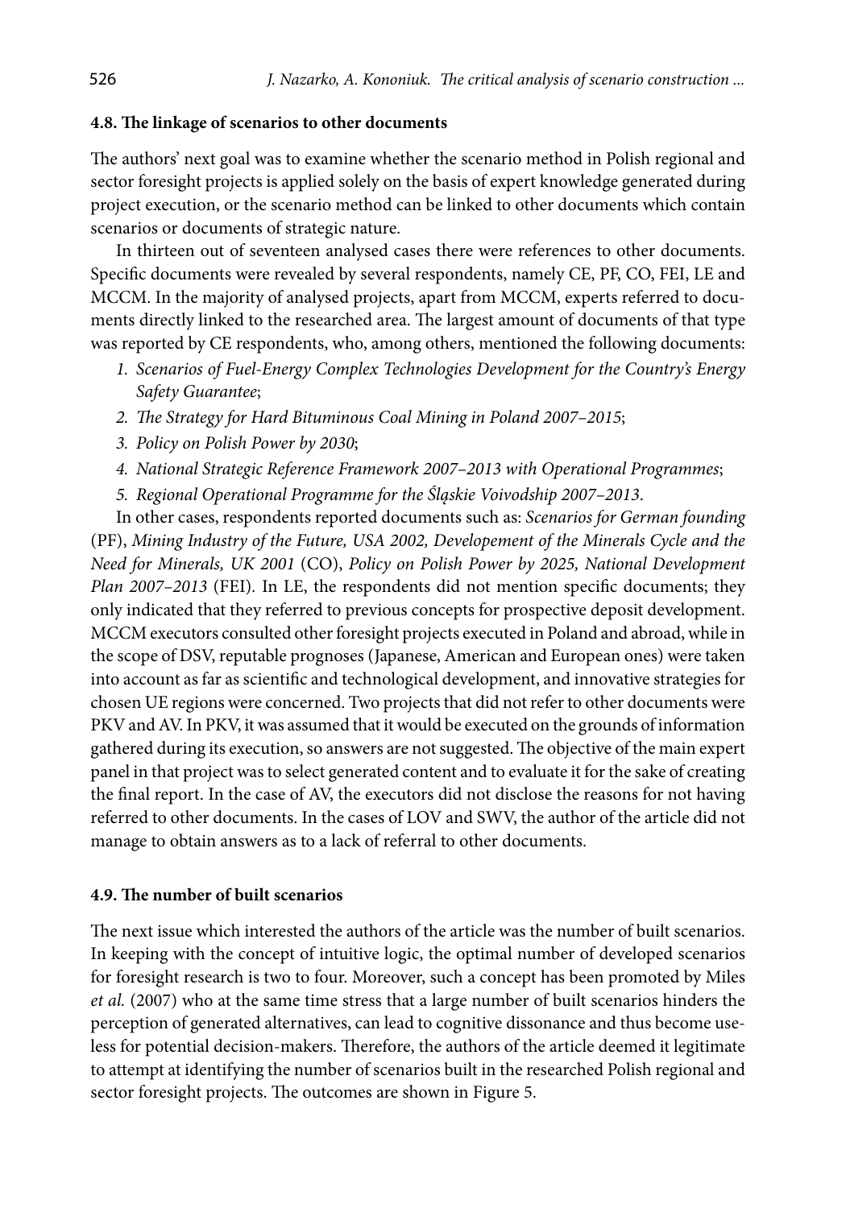### 4.8. The linkage of scenarios to other documents

The authors' next goal was to examine whether the scenario method in Polish regional and sector foresight projects is applied solely on the basis of expert knowledge generated during project execution, or the scenario method can be linked to other documents which contain scenarios or documents of strategic nature.

In thirteen out of seventeen analysed cases there were references to other documents. Specific documents were revealed by several respondents, namely CE, PF, CO, FEI, LE and MCCM. In the majority of analysed projects, apart from MCCM, experts referred to documents directly linked to the researched area. The largest amount of documents of that type was reported by CE respondents, who, among others, mentioned the following documents:

1. *Scenarios of Fuel-Energy Complex Technologies Development for the Country's Energy Safety Guarantee*;
2. *The Strategy for Hard Bituminous Coal Mining in Poland 2007–2015*;
3. *Policy on Polish Power by 2030*;
4. *National Strategic Reference Framework 2007–2013 with Operational Programmes*;
5. *Regional Operational Programme for the Śląskie Voivodship 2007–2013*.

In other cases, respondents reported documents such as: *Scenarios for German founding* (PF), *Mining Industry of the Future, USA 2002, Developement of the Minerals Cycle and the Need for Minerals, UK 2001* (CO), *Policy on Polish Power by 2025, National Development Plan 2007–2013* (FEI). In LE, the respondents did not mention specific documents; they only indicated that they referred to previous concepts for prospective deposit development. MCCM executors consulted other foresight projects executed in Poland and abroad, while in the scope of DSV, reputable prognoses (Japanese, American and European ones) were taken into account as far as scientific and technological development, and innovative strategies for chosen UE regions were concerned. Two projects that did not refer to other documents were PKV and AV. In PKV, it was assumed that it would be executed on the grounds of information gathered during its execution, so answers are not suggested. The objective of the main expert panel in that project was to select generated content and to evaluate it for the sake of creating the final report. In the case of AV, the executors did not disclose the reasons for not having referred to other documents. In the cases of LOV and SWV, the author of the article did not manage to obtain answers as to a lack of referral to other documents.

### 4.9. The number of built scenarios

The next issue which interested the authors of the article was the number of built scenarios. In keeping with the concept of intuitive logic, the optimal number of developed scenarios for foresight research is two to four. Moreover, such a concept has been promoted by Miles *et al.* (2007) who at the same time stress that a large number of built scenarios hinders the perception of generated alternatives, can lead to cognitive dissonance and thus become useless for potential decision-makers. Therefore, the authors of the article deemed it legitimate to attempt at identifying the number of scenarios built in the researched Polish regional and sector foresight projects. The outcomes are shown in Figure 5.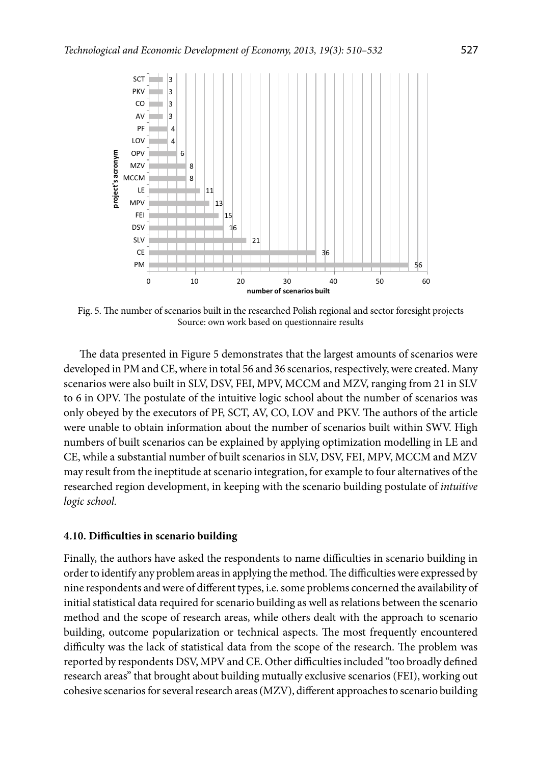Fig. 5. The number of scenarios built in the researched Polish regional and sector foresight projects
Source: own work based on questionnaire results

The data presented in Figure 5 demonstrates that the largest amounts of scenarios were developed in PM and CE, where in total 56 and 36 scenarios, respectively, were created. Many scenarios were also built in SLV, DSV, FEI, MPV, MCCM and MZV, ranging from 21 in SLV to 6 in OPV. The postulate of the intuitive logic school about the number of scenarios was only obeyed by the executors of PF, SCT, AV, CO, LOV and PKV. The authors of the article were unable to obtain information about the number of scenarios built within SWV. High numbers of built scenarios can be explained by applying optimization modelling in LE and CE, while a substantial number of built scenarios in SLV, DSV, FEI, MPV, MCCM and MZV may result from the ineptitude at scenario integration, for example to four alternatives of the researched region development, in keeping with the scenario building postulate of *intuitive logic school.*

### 4.10. Difficulties in scenario building

Finally, the authors have asked the respondents to name difficulties in scenario building in order to identify any problem areas in applying the method. The difficulties were expressed by nine respondents and were of different types, i.e. some problems concerned the availability of initial statistical data required for scenario building as well as relations between the scenario method and the scope of research areas, while others dealt with the approach to scenario building, outcome popularization or technical aspects. The most frequently encountered difficulty was the lack of statistical data from the scope of the research. The problem was reported by respondents DSV, MPV and CE. Other difficulties included "too broadly defined research areas" that brought about building mutually exclusive scenarios (FEI), working out cohesive scenarios for several research areas (MZV), different approaches to scenario building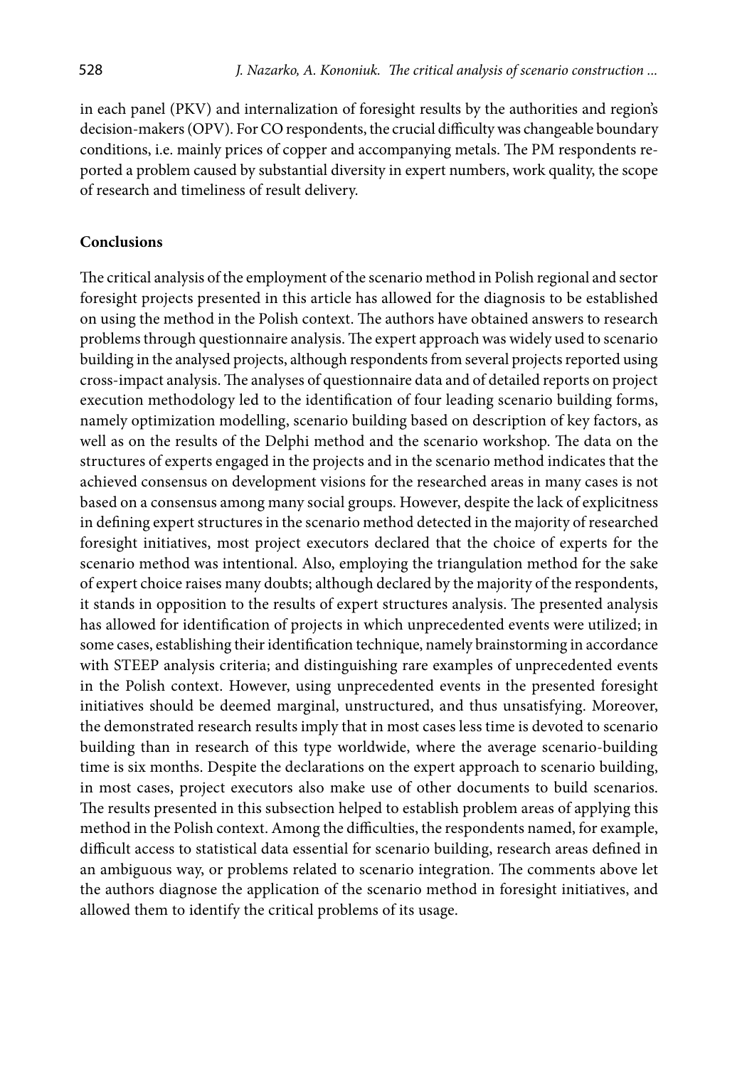in each panel (PKV) and internalization of foresight results by the authorities and region's decision-makers (OPV). For CO respondents, the crucial difficulty was changeable boundary conditions, i.e. mainly prices of copper and accompanying metals. The PM respondents reported a problem caused by substantial diversity in expert numbers, work quality, the scope of research and timeliness of result delivery.

## Conclusions

The critical analysis of the employment of the scenario method in Polish regional and sector foresight projects presented in this article has allowed for the diagnosis to be established on using the method in the Polish context. The authors have obtained answers to research problems through questionnaire analysis. The expert approach was widely used to scenario building in the analysed projects, although respondents from several projects reported using cross-impact analysis. The analyses of questionnaire data and of detailed reports on project execution methodology led to the identification of four leading scenario building forms, namely optimization modelling, scenario building based on description of key factors, as well as on the results of the Delphi method and the scenario workshop. The data on the structures of experts engaged in the projects and in the scenario method indicates that the achieved consensus on development visions for the researched areas in many cases is not based on a consensus among many social groups. However, despite the lack of explicitness in defining expert structures in the scenario method detected in the majority of researched foresight initiatives, most project executors declared that the choice of experts for the scenario method was intentional. Also, employing the triangulation method for the sake of expert choice raises many doubts; although declared by the majority of the respondents, it stands in opposition to the results of expert structures analysis. The presented analysis has allowed for identification of projects in which unprecedented events were utilized; in some cases, establishing their identification technique, namely brainstorming in accordance with STEEP analysis criteria; and distinguishing rare examples of unprecedented events in the Polish context. However, using unprecedented events in the presented foresight initiatives should be deemed marginal, unstructured, and thus unsatisfying. Moreover, the demonstrated research results imply that in most cases less time is devoted to scenario building than in research of this type worldwide, where the average scenario-building time is six months. Despite the declarations on the expert approach to scenario building, in most cases, project executors also make use of other documents to build scenarios. The results presented in this subsection helped to establish problem areas of applying this method in the Polish context. Among the difficulties, the respondents named, for example, difficult access to statistical data essential for scenario building, research areas defined in an ambiguous way, or problems related to scenario integration. The comments above let the authors diagnose the application of the scenario method in foresight initiatives, and allowed them to identify the critical problems of its usage.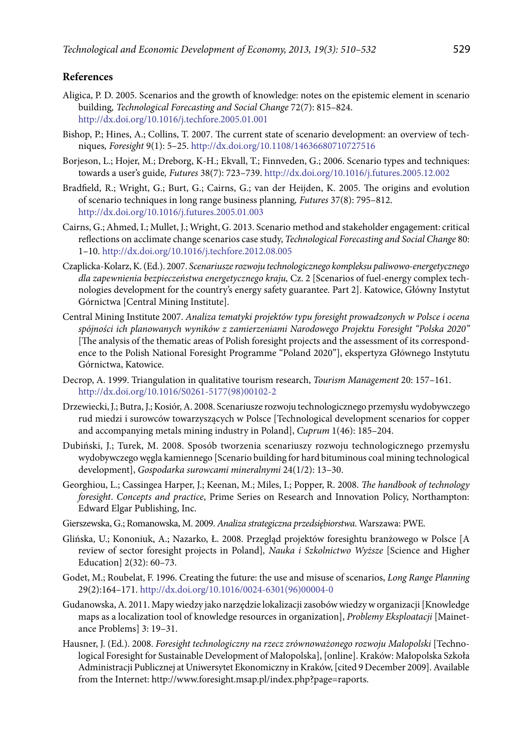## References

Aligica, P. D. 2005. Scenarios and the growth of knowledge: notes on the epistemic element in scenario building*, Technological Forecasting and Social Change* 72(7): 815–824. http://dx.doi.org/10.1016/j.techfore.2005.01.001

Bishop, P.; Hines, A.; Collins, T. 2007. The current state of scenario development: an overview of techniques*, Foresight* 9(1): 5–25. http://dx.doi.org/10.1108/14636680710727516

Borjeson, L.; Hojer, M.; Dreborg, K-H.; Ekvall, T.; Finnveden, G.; 2006. Scenario types and techniques: towards a user's guide*, Futures* 38(7): 723–739. http://dx.doi.org/10.1016/j.futures.2005.12.002

Bradfield, R.; Wright, G.; Burt, G.; Cairns, G.; van der Heijden, K. 2005. The origins and evolution of scenario techniques in long range business planning*, Futures* 37(8): 795–812. http://dx.doi.org/10.1016/j.futures.2005.01.003

Cairns, G.; Ahmed, I.; Mullet, J.; Wright, G. 2013. Scenario method and stakeholder engagement: critical reflections on acclimate change scenarios case study, *Technological Forecasting and Social Change* 80: 1–10. http://dx.doi.org/10.1016/j.techfore.2012.08.005

Czaplicka-Kolarz, K. (Ed.). 2007. *Scenariusze rozwoju technologicznego kompleksu paliwowo-energetycznego dla zapewnienia bezpieczeństwa energetycznego kraju,* Cz. 2 [Scenarios of fuel-energy complex technologies development for the country's energy safety guarantee. Part 2]. Katowice, Główny Instytut Górnictwa [Central Mining Institute].

Central Mining Institute 2007. *Analiza tematyki projektów typu foresight prowadzonych w Polsce i ocena spójności ich planowanych wyników z zamierzeniami Narodowego Projektu Foresight "Polska 2020"* [The analysis of the thematic areas of Polish foresight projects and the assessment of its correspondence to the Polish National Foresight Programme "Poland 2020"], ekspertyza Głównego Instytutu Górnictwa, Katowice.

Decrop, A. 1999. Triangulation in qualitative tourism research, *Tourism Management* 20: 157–161. http://dx.doi.org/10.1016/S0261-5177(98)00102-2

Drzewiecki, J.; Butra, J.; Kosiór, A. 2008. Scenariusze rozwoju technologicznego przemysłu wydobywczego rud miedzi i surowców towarzyszących w Polsce [Technological development scenarios for copper and accompanying metals mining industry in Poland], *Cuprum* 1(46): 185–204.

Dubiński, J.; Turek, M. 2008. Sposób tworzenia scenariuszy rozwoju technologicznego przemysłu wydobywczego węgla kamiennego [Scenario building for hard bituminous coal mining technological development], *Gospodarka surowcami mineralnymi* 24(1/2): 13–30.

Georghiou, L.; Cassingea Harper, J.; Keenan, M.; Miles, I.; Popper, R. 2008. *The handbook of technology foresight*. *Concepts and practice*, Prime Series on Research and Innovation Policy, Northampton: Edward Elgar Publishing, Inc.

Gierszewska, G.; Romanowska, M. 2009. *Analiza strategiczna przedsiębiorstwa*. Warszawa: PWE.

Glińska, U.; Kononiuk, A.; Nazarko, Ł. 2008. Przegląd projektów foresightu branżowego w Polsce [A review of sector foresight projects in Poland]*, Nauka i Szkolnictwo Wyższe* [Science and Higher Education] 2(32): 60–73.

Godet, M.; Roubelat, F. 1996. Creating the future: the use and misuse of scenarios, *Long Range Planning* 29(2):164–171. http://dx.doi.org/10.1016/0024-6301(96)00004-0

Gudanowska, A. 2011. Mapy wiedzy jako narzędzie lokalizacji zasobów wiedzy w organizacji [Knowledge maps as a localization tool of knowledge resources in organization], *Problemy Eksploatacji* [Mainetance Problems] 3: 19–31.

Hausner, J. (Ed.). 2008. *Foresight technologiczny na rzecz zrównoważonego rozwoju Małopolski* [Technological Foresight for Sustainable Development of Małopolska], [online]. Kraków: Małopolska Szkoła Administracji Publicznej at Uniwersytet Ekonomiczny in Kraków, [cited 9 December 2009]. Available from the Internet: http://www.foresight.msap.pl/index.php?page=raports.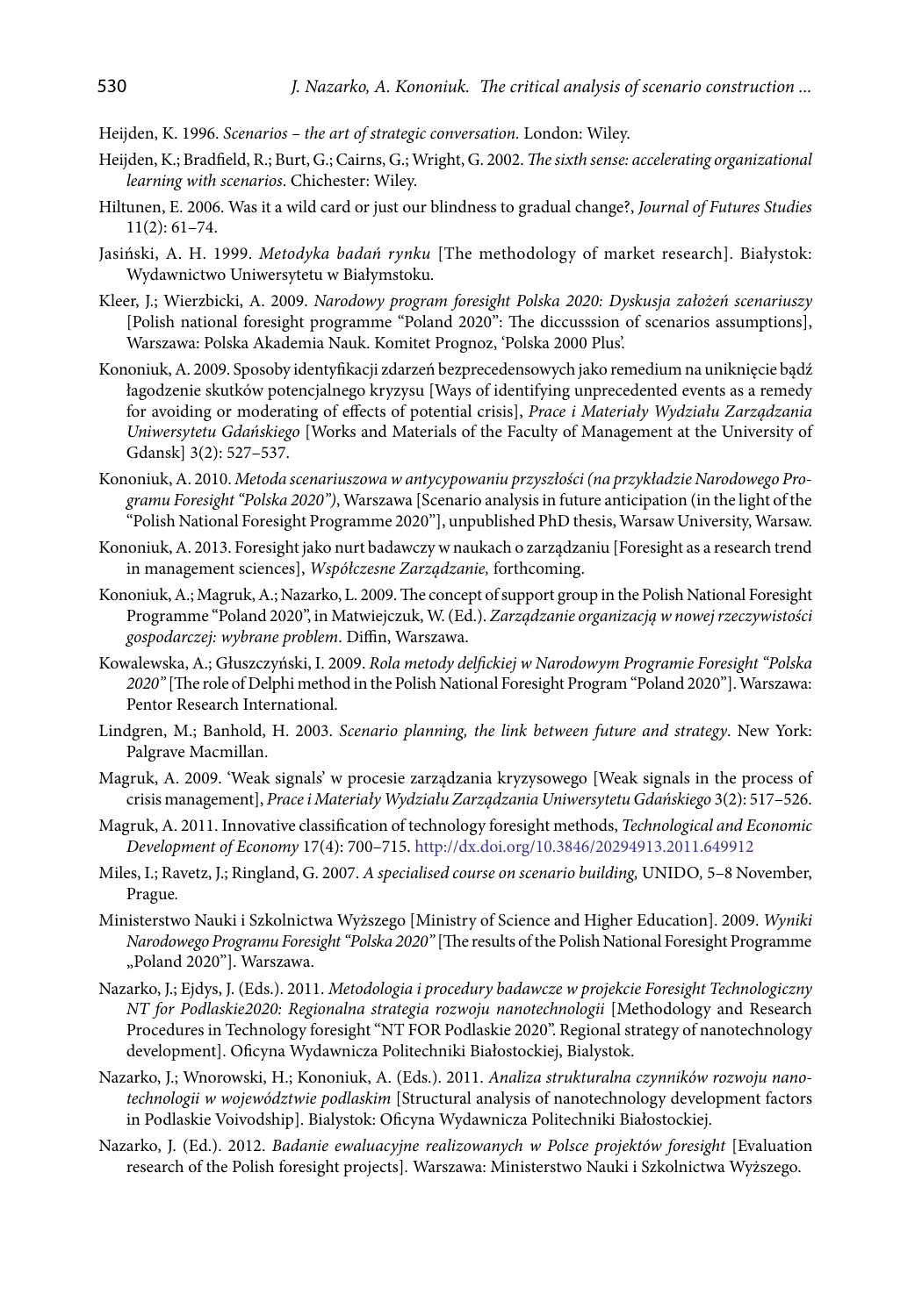Heijden, K. 1996. *Scenarios – the art of strategic conversation.* London: Wiley.

Heijden, K.; Bradfield, R.; Burt, G.; Cairns, G.; Wright, G. 2002. *The sixth sense: accelerating organizational learning with scenarios*. Chichester: Wiley.

Hiltunen, E. 2006. Was it a wild card or just our blindness to gradual change?, *Journal of Futures Studies* 11(2): 61–74.

Jasiński, A. H. 1999. *Metodyka badań rynku* [The methodology of market research]. Białystok: Wydawnictwo Uniwersytetu w Białymstoku.

Kleer, J.; Wierzbicki, A. 2009. *Narodowy program foresight Polska 2020: Dyskusja założeń scenariuszy* [Polish national foresight programme "Poland 2020": The diccusssion of scenarios assumptions], Warszawa: Polska Akademia Nauk. Komitet Prognoz, 'Polska 2000 Plus'.

Kononiuk, A. 2009. Sposoby identyfikacji zdarzeń bezprecedensowych jako remedium na uniknięcie bądź łagodzenie skutków potencjalnego kryzysu [Ways of identifying unprecedented events as a remedy for avoiding or moderating of effects of potential crisis], *Prace i Materiały Wydziału Zarządzania Uniwersytetu Gdańskiego* [Works and Materials of the Faculty of Management at the University of Gdansk] 3(2): 527–537.

Kononiuk, A. 2010. *Metoda scenariuszowa w antycypowaniu przyszłości (na przykładzie Narodowego Programu Foresight "Polska 2020")*, Warszawa [Scenario analysis in future anticipation (in the light of the "Polish National Foresight Programme 2020"], unpublished PhD thesis, Warsaw University, Warsaw.

Kononiuk, A. 2013. Foresight jako nurt badawczy w naukach o zarządzaniu [Foresight as a research trend in management sciences], *Współczesne Zarządzanie,* forthcoming.

Kononiuk, A.; Magruk, A.; Nazarko, L. 2009. The concept of support group in the Polish National Foresight Programme "Poland 2020", in Matwiejczuk, W. (Ed.). *Zarządzanie organizacją w nowej rzeczywistości gospodarczej: wybrane problem*. Diffin, Warszawa.

Kowalewska, A.; Głuszczyński, I. 2009. *Rola metody delfickiej w Narodowym Programie Foresight "Polska 2020"* [The role of Delphi method in the Polish National Foresight Program "Poland 2020"]. Warszawa: Pentor Research International.

Lindgren, M.; Banhold, H. 2003. *Scenario planning, the link between future and strategy*. New York: Palgrave Macmillan.

Magruk, A. 2009. 'Weak signals' w procesie zarządzania kryzysowego [Weak signals in the process of crisis management], *Prace i Materiały Wydziału Zarządzania Uniwersytetu Gdańskiego* 3(2): 517–526.

Magruk, A. 2011. Innovative classification of technology foresight methods, *Technological and Economic Development of Economy* 17(4): 700–715. http://dx.doi.org/10.3846/20294913.2011.649912

Miles, I.; Ravetz, J.; Ringland, G. 2007. *A specialised course on scenario building,* UNIDO*,* 5–8 November, Prague*.*

Ministerstwo Nauki i Szkolnictwa Wyższego [Ministry of Science and Higher Education]. 2009. *Wyniki Narodowego Programu Foresight "Polska 2020"* [The results of the Polish National Foresight Programme „Poland 2020"]. Warszawa.

Nazarko, J.; Ejdys, J. (Eds.). 2011. *Metodologia i procedury badawcze w projekcie Foresight Technologiczny NT for Podlaskie2020: Regionalna strategia rozwoju nanotechnologii* [Methodology and Research Procedures in Technology foresight "NT FOR Podlaskie 2020". Regional strategy of nanotechnology development]. Oficyna Wydawnicza Politechniki Białostockiej, Bialystok.

Nazarko, J.; Wnorowski, H.; Kononiuk, A. (Eds.). 2011. *Analiza strukturalna czynników rozwoju nanotechnologii w województwie podlaskim* [Structural analysis of nanotechnology development factors in Podlaskie Voivodship]. Bialystok: Oficyna Wydawnicza Politechniki Białostockiej.

Nazarko, J. (Ed.). 2012. *Badanie ewaluacyjne realizowanych w Polsce projektów foresight* [Evaluation research of the Polish foresight projects]. Warszawa: Ministerstwo Nauki i Szkolnictwa Wyższego.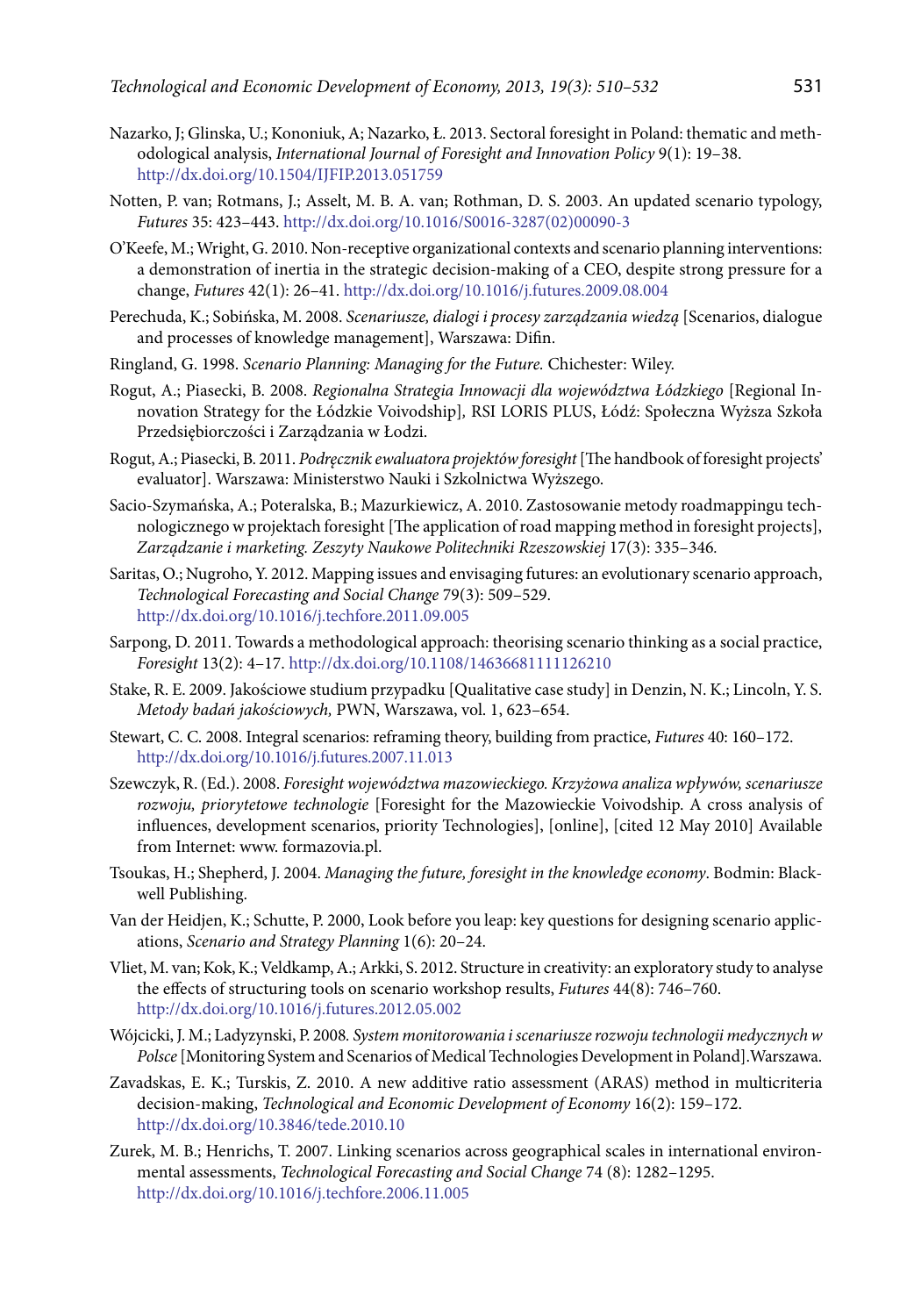Nazarko, J; Glinska, U.; Kononiuk, A; Nazarko, Ł. 2013. Sectoral foresight in Poland: thematic and methodological analysis, *International Journal of Foresight and Innovation Policy* 9(1): 19–38. http://dx.doi.org/10.1504/IJFIP.2013.051759

Notten, P. van; Rotmans, J.; Asselt, M. B. A. van; Rothman, D. S. 2003. An updated scenario typology, *Futures* 35: 423–443. http://dx.doi.org/10.1016/S0016-3287(02)00090-3

O'Keefe, M.; Wright, G. 2010. Non-receptive organizational contexts and scenario planning interventions: a demonstration of inertia in the strategic decision-making of a CEO, despite strong pressure for a change, *Futures* 42(1): 26–41. http://dx.doi.org/10.1016/j.futures.2009.08.004

Perechuda, K.; Sobińska, M. 2008. *Scenariusze, dialogi i procesy zarządzania wiedzą* [Scenarios, dialogue and processes of knowledge management], Warszawa: Difin.

Ringland, G. 1998. *Scenario Planning: Managing for the Future.* Chichester: Wiley.

Rogut, A.; Piasecki, B. 2008. *Regionalna Strategia Innowacji dla województwa Łódzkiego* [Regional Innovation Strategy for the Łódzkie Voivodship], RSI LORIS PLUS, Łódź: Społeczna Wyższa Szkoła Przedsiębiorczości i Zarządzania w Łodzi.

Rogut, A.; Piasecki, B. 2011. *Podręcznik ewaluatora projektów foresight* [The handbook of foresight projects' evaluator]. Warszawa: Ministerstwo Nauki i Szkolnictwa Wyższego.

Sacio-Szymańska, A.; Poteralska, B.; Mazurkiewicz, A. 2010. Zastosowanie metody roadmappingu technologicznego w projektach foresight [The application of road mapping method in foresight projects], *Zarządzanie i marketing. Zeszyty Naukowe Politechniki Rzeszowskiej* 17(3): 335–346.

Saritas, O.; Nugroho, Y. 2012. Mapping issues and envisaging futures: an evolutionary scenario approach, *Technological Forecasting and Social Change* 79(3): 509–529. http://dx.doi.org/10.1016/j.techfore.2011.09.005

Sarpong, D. 2011. Towards a methodological approach: theorising scenario thinking as a social practice, *Foresight* 13(2): 4–17. http://dx.doi.org/10.1108/14636681111126210

Stake, R. E. 2009. Jakościowe studium przypadku [Qualitative case study] in Denzin, N. K.; Lincoln, Y. S. *Metody badań jakościowych,* PWN, Warszawa, vol. 1, 623–654.

Stewart, C. C. 2008. Integral scenarios: reframing theory, building from practice, *Futures* 40: 160–172. http://dx.doi.org/10.1016/j.futures.2007.11.013

Szewczyk, R. (Ed.). 2008. *Foresight województwa mazowieckiego. Krzyżowa analiza wpływów, scenariusze rozwoju, priorytetowe technologie* [Foresight for the Mazowieckie Voivodship. A cross analysis of influences, development scenarios, priority Technologies], [online], [cited 12 May 2010] Available from Internet: www. formazovia.pl.

Tsoukas, H.; Shepherd, J. 2004. *Managing the future, foresight in the knowledge economy*. Bodmin: Blackwell Publishing.

Van der Heidjen, K.; Schutte, P. 2000, Look before you leap: key questions for designing scenario applications, *Scenario and Strategy Planning* 1(6): 20–24.

Vliet, M. van; Kok, K.; Veldkamp, A.; Arkki, S. 2012. Structure in creativity: an exploratory study to analyse the effects of structuring tools on scenario workshop results, *Futures* 44(8): 746–760. http://dx.doi.org/10.1016/j.futures.2012.05.002

Wójcicki, J. M.; Ladyzynski, P. 2008. *System monitorowania i scenariusze rozwoju technologii medycznych w Polsce* [Monitoring System and Scenarios of Medical Technologies Development in Poland].Warszawa.

Zavadskas, E. K.; Turskis, Z. 2010. A new additive ratio assessment (ARAS) method in multicriteria decision-making, *Technological and Economic Development of Economy* 16(2): 159–172. http://dx.doi.org/10.3846/tede.2010.10

Zurek, M. B.; Henrichs, T. 2007. Linking scenarios across geographical scales in international environmental assessments, *Technological Forecasting and Social Change* 74 (8): 1282–1295. http://dx.doi.org/10.1016/j.techfore.2006.11.005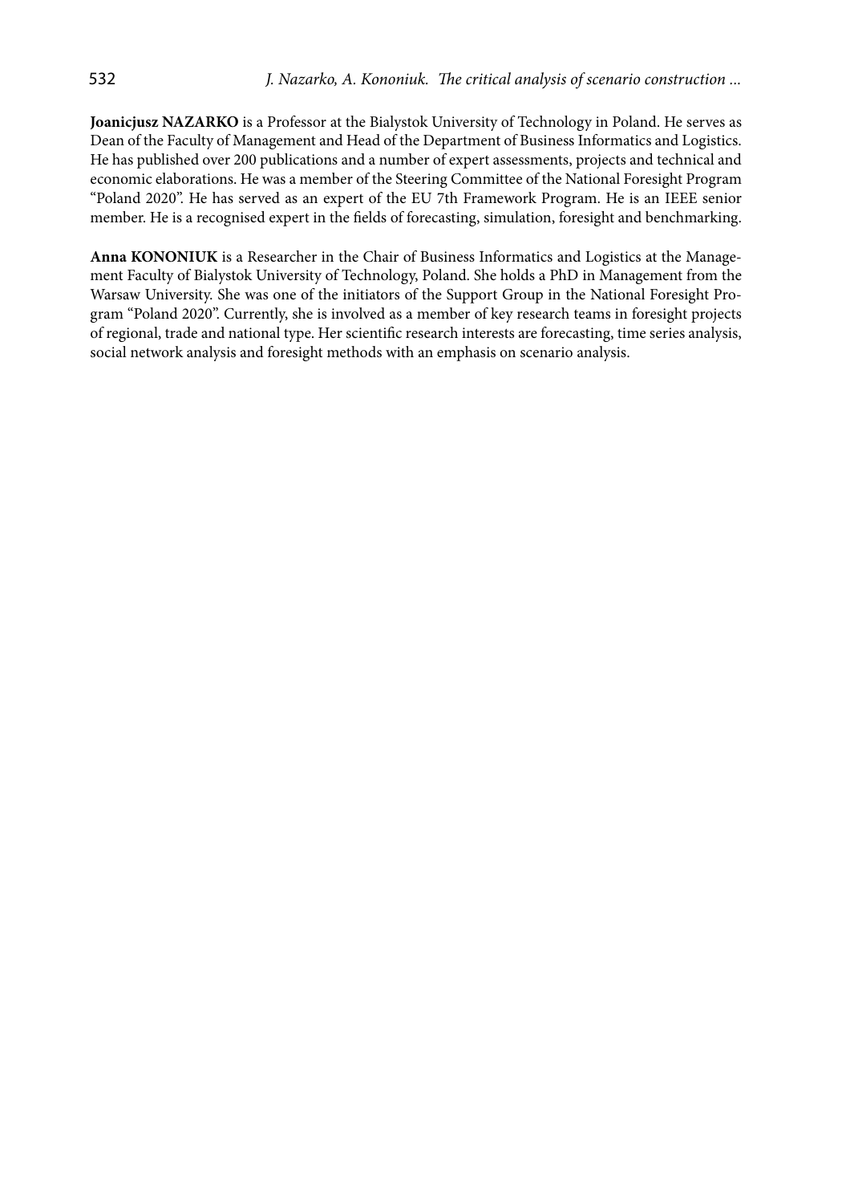**Joanicjusz NAZARKO** is a Professor at the Bialystok University of Technology in Poland. He serves as Dean of the Faculty of Management and Head of the Department of Business Informatics and Logistics. He has published over 200 publications and a number of expert assessments, projects and technical and economic elaborations. He was a member of the Steering Committee of the National Foresight Program "Poland 2020". He has served as an expert of the EU 7th Framework Program. He is an IEEE senior member. He is a recognised expert in the fields of forecasting, simulation, foresight and benchmarking.

**Anna KONONIUK** is a Researcher in the Chair of Business Informatics and Logistics at the Management Faculty of Bialystok University of Technology, Poland. She holds a PhD in Management from the Warsaw University. She was one of the initiators of the Support Group in the National Foresight Program "Poland 2020". Currently, she is involved as a member of key research teams in foresight projects of regional, trade and national type. Her scientific research interests are forecasting, time series analysis, social network analysis and foresight methods with an emphasis on scenario analysis.